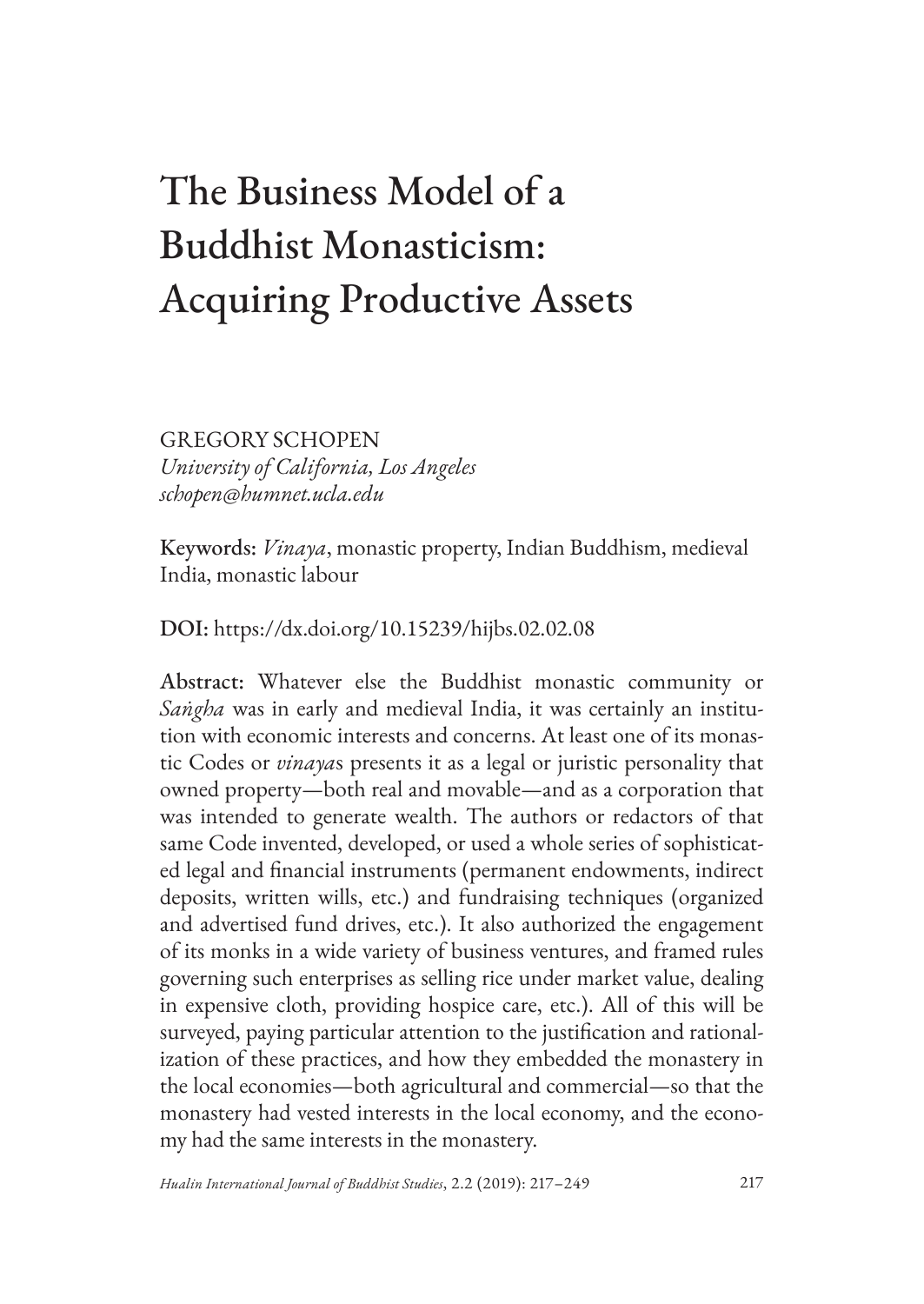# The Business Model of a Buddhist Monasticism: Acquiring Productive Assets

GREGORY SCHOPEN
*University of California, Los Angeles*
*schopen@humnet.ucla.edu*

**Keywords:** *Vinaya*, monastic property, Indian Buddhism, medieval India, monastic labour

**DOI:** https://dx.doi.org/10.15239/hijbs.02.02.08

**Abstract:** Whatever else the Buddhist monastic community or *Saṅgha* was in early and medieval India, it was certainly an institution with economic interests and concerns. At least one of its monastic Codes or *vinaya*s presents it as a legal or juristic personality that owned property—both real and movable—and as a corporation that was intended to generate wealth. The authors or redactors of that same Code invented, developed, or used a whole series of sophisticated legal and financial instruments (permanent endowments, indirect deposits, written wills, etc.) and fundraising techniques (organized and advertised fund drives, etc.). It also authorized the engagement of its monks in a wide variety of business ventures, and framed rules governing such enterprises as selling rice under market value, dealing in expensive cloth, providing hospice care, etc.). All of this will be surveyed, paying particular attention to the justification and rationalization of these practices, and how they embedded the monastery in the local economies—both agricultural and commercial—so that the monastery had vested interests in the local economy, and the economy had the same interests in the monastery.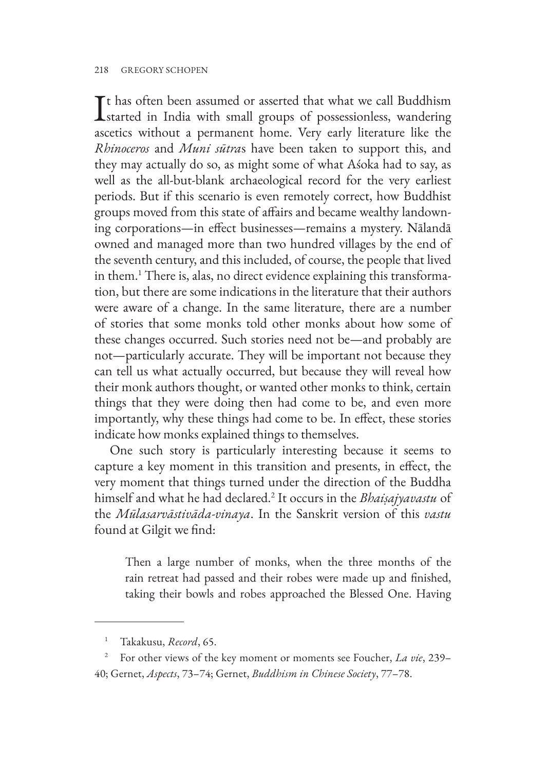It has often been assumed or asserted that what we call Buddhism started in India with small groups of possessionless, wandering ascetics without a permanent home. Very early literature like the *Rhinoceros* and *Muni sūtra*s have been taken to support this, and they may actually do so, as might some of what Aśoka had to say, as well as the all-but-blank archaeological record for the very earliest periods. But if this scenario is even remotely correct, how Buddhist groups moved from this state of affairs and became wealthy landowning corporations—in effect businesses—remains a mystery. Nālandā owned and managed more than two hundred villages by the end of the seventh century, and this included, of course, the people that lived in them.[1] There is, alas, no direct evidence explaining this transformation, but there are some indications in the literature that their authors were aware of a change. In the same literature, there are a number of stories that some monks told other monks about how some of these changes occurred. Such stories need not be—and probably are not—particularly accurate. They will be important not because they can tell us what actually occurred, but because they will reveal how their monk authors thought, or wanted other monks to think, certain things that they were doing then had come to be, and even more importantly, why these things had come to be. In effect, these stories indicate how monks explained things to themselves.

One such story is particularly interesting because it seems to capture a key moment in this transition and presents, in effect, the very moment that things turned under the direction of the Buddha himself and what he had declared.[2] It occurs in the *Bhaiṣajyavastu* of the *Mūlasarvāstivāda-vinaya*. In the Sanskrit version of this *vastu* found at Gilgit we find:

> Then a large number of monks, when the three months of the rain retreat had passed and their robes were made up and finished, taking their bowls and robes approached the Blessed One. Having

---

[1] Takakusu, *Record*, 65.

[2] For other views of the key moment or moments see Foucher, *La vie*, 239–40; Gernet, *Aspects*, 73–74; Gernet, *Buddhism in Chinese Society*, 77–78.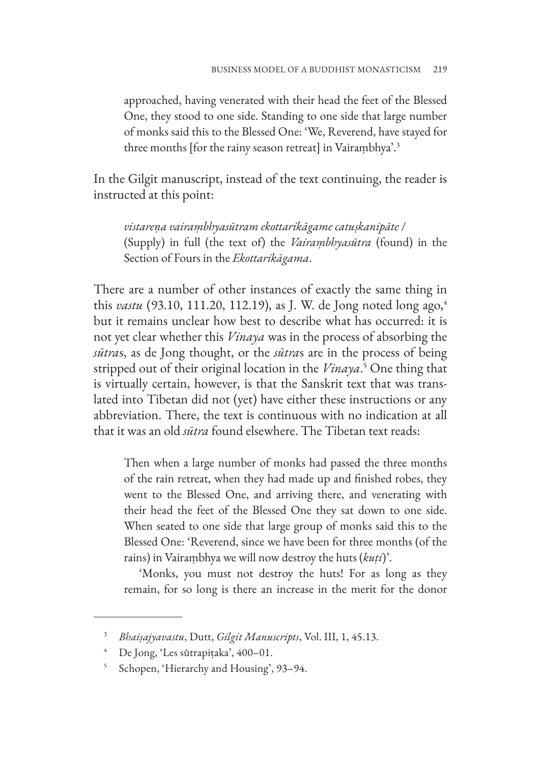> approached, having venerated with their head the feet of the Blessed One, they stood to one side. Standing to one side that large number of monks said this to the Blessed One: 'We, Reverend, have stayed for three months [for the rainy season retreat] in Vairaṃbhya'.[3]

In the Gilgit manuscript, instead of the text continuing, the reader is instructed at this point:

> *vistareṇa vairaṃbhyasūtram ekottarikāgame catuṣkanipāte* /
> (Supply) in full (the text of) the *Vairaṃbhyasūtra* (found) in the Section of Fours in the *Ekottarikāgama*.

There are a number of other instances of exactly the same thing in this *vastu* (93.10, 111.20, 112.19), as J. W. de Jong noted long ago,[4] but it remains unclear how best to describe what has occurred: it is not yet clear whether this *Vinaya* was in the process of absorbing the *sūtra*s, as de Jong thought, or the *sūtra*s are in the process of being stripped out of their original location in the *Vinaya*.[5] One thing that is virtually certain, however, is that the Sanskrit text that was translated into Tibetan did not (yet) have either these instructions or any abbreviation. There, the text is continuous with no indication at all that it was an old *sūtra* found elsewhere. The Tibetan text reads:

> Then when a large number of monks had passed the three months of the rain retreat, when they had made up and finished robes, they went to the Blessed One, and arriving there, and venerating with their head the feet of the Blessed One they sat down to one side. When seated to one side that large group of monks said this to the Blessed One: 'Reverend, since we have been for three months (of the rains) in Vairaṃbhya we will now destroy the huts (*kuṭi*)'.
>
> 'Monks, you must not destroy the huts! For as long as they remain, for so long is there an increase in the merit for the donor

---

[3] *Bhaiṣajyavastu*, Dutt, *Gilgit Manuscripts*, Vol. III, 1, 45.13.

[4] De Jong, 'Les sūtrapiṭaka', 400–01.

[5] Schopen, 'Hierarchy and Housing', 93–94.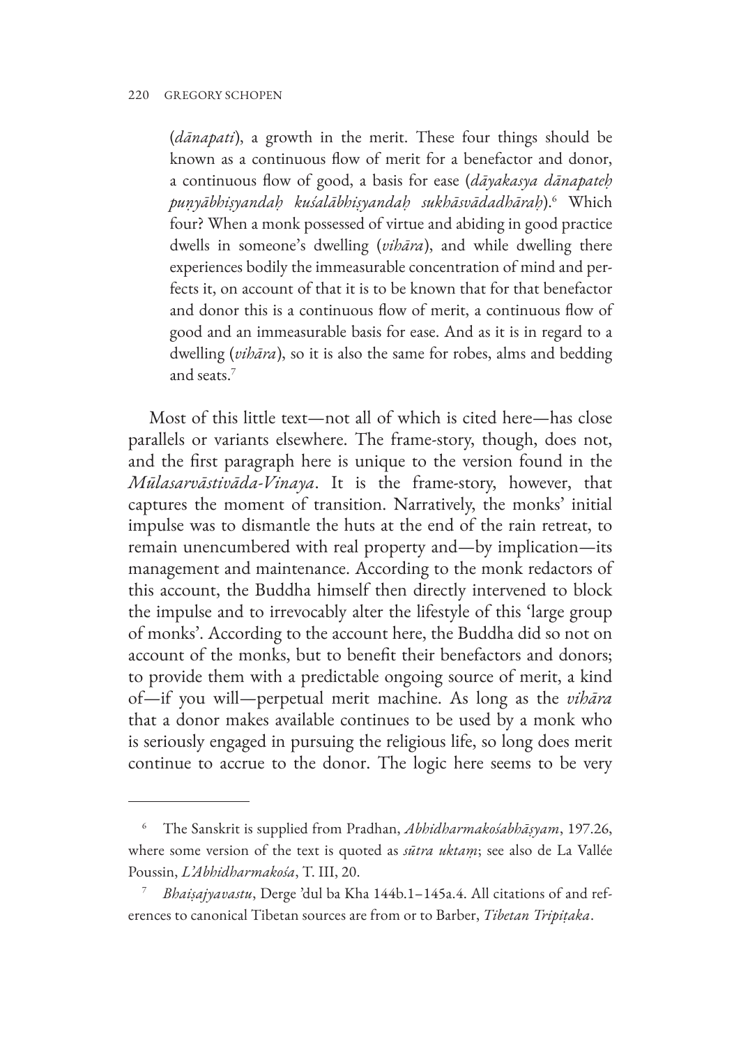(*dānapati*), a growth in the merit. These four things should be known as a continuous flow of merit for a benefactor and donor, a continuous flow of good, a basis for ease (*dāyakasya dānapateḥ puṇyābhiṣyandaḥ kuśalābhiṣyandaḥ sukhāsvādadhāraḥ*).[6] Which four? When a monk possessed of virtue and abiding in good practice dwells in someone's dwelling (*vihāra*), and while dwelling there experiences bodily the immeasurable concentration of mind and perfects it, on account of that it is to be known that for that benefactor and donor this is a continuous flow of merit, a continuous flow of good and an immeasurable basis for ease. And as it is in regard to a dwelling (*vihāra*), so it is also the same for robes, alms and bedding and seats.[7]

Most of this little text—not all of which is cited here—has close parallels or variants elsewhere. The frame-story, though, does not, and the first paragraph here is unique to the version found in the *Mūlasarvāstivāda-Vinaya*. It is the frame-story, however, that captures the moment of transition. Narratively, the monks' initial impulse was to dismantle the huts at the end of the rain retreat, to remain unencumbered with real property and—by implication—its management and maintenance. According to the monk redactors of this account, the Buddha himself then directly intervened to block the impulse and to irrevocably alter the lifestyle of this 'large group of monks'. According to the account here, the Buddha did so not on account of the monks, but to benefit their benefactors and donors; to provide them with a predictable ongoing source of merit, a kind of—if you will—perpetual merit machine. As long as the *vihāra* that a donor makes available continues to be used by a monk who is seriously engaged in pursuing the religious life, so long does merit continue to accrue to the donor. The logic here seems to be very

---

[6] The Sanskrit is supplied from Pradhan, *Abhidharmakośabhāṣyam*, 197.26, where some version of the text is quoted as *sūtra uktaṃ*; see also de La Vallée Poussin, *L'Abhidharmakośa*, T. III, 20.

[7] *Bhaiṣajyavastu*, Derge 'dul ba Kha 144b.1–145a.4. All citations of and references to canonical Tibetan sources are from or to Barber, *Tibetan Tripiṭaka*.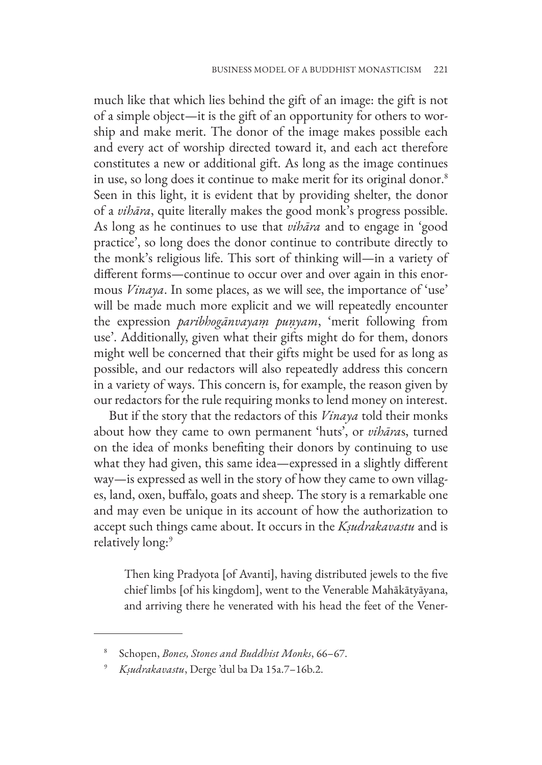much like that which lies behind the gift of an image: the gift is not of a simple object—it is the gift of an opportunity for others to worship and make merit. The donor of the image makes possible each and every act of worship directed toward it, and each act therefore constitutes a new or additional gift. As long as the image continues in use, so long does it continue to make merit for its original donor.[8] Seen in this light, it is evident that by providing shelter, the donor of a *vihāra*, quite literally makes the good monk's progress possible. As long as he continues to use that *vihāra* and to engage in 'good practice', so long does the donor continue to contribute directly to the monk's religious life. This sort of thinking will—in a variety of different forms—continue to occur over and over again in this enormous *Vinaya*. In some places, as we will see, the importance of 'use' will be made much more explicit and we will repeatedly encounter the expression *paribhogānvayaṃ puṇyam*, 'merit following from use'. Additionally, given what their gifts might do for them, donors might well be concerned that their gifts might be used for as long as possible, and our redactors will also repeatedly address this concern in a variety of ways. This concern is, for example, the reason given by our redactors for the rule requiring monks to lend money on interest.

But if the story that the redactors of this *Vinaya* told their monks about how they came to own permanent 'huts', or *vihāra*s, turned on the idea of monks benefiting their donors by continuing to use what they had given, this same idea—expressed in a slightly different way—is expressed as well in the story of how they came to own villages, land, oxen, buffalo, goats and sheep. The story is a remarkable one and may even be unique in its account of how the authorization to accept such things came about. It occurs in the *Kṣudrakavastu* and is relatively long:[9]

> Then king Pradyota [of Avanti], having distributed jewels to the five chief limbs [of his kingdom], went to the Venerable Mahākātyāyana, and arriving there he venerated with his head the feet of the Vener-

---

[8] Schopen, *Bones, Stones and Buddhist Monks*, 66–67.

[9] *Kṣudrakavastu*, Derge 'dul ba Da 15a.7–16b.2.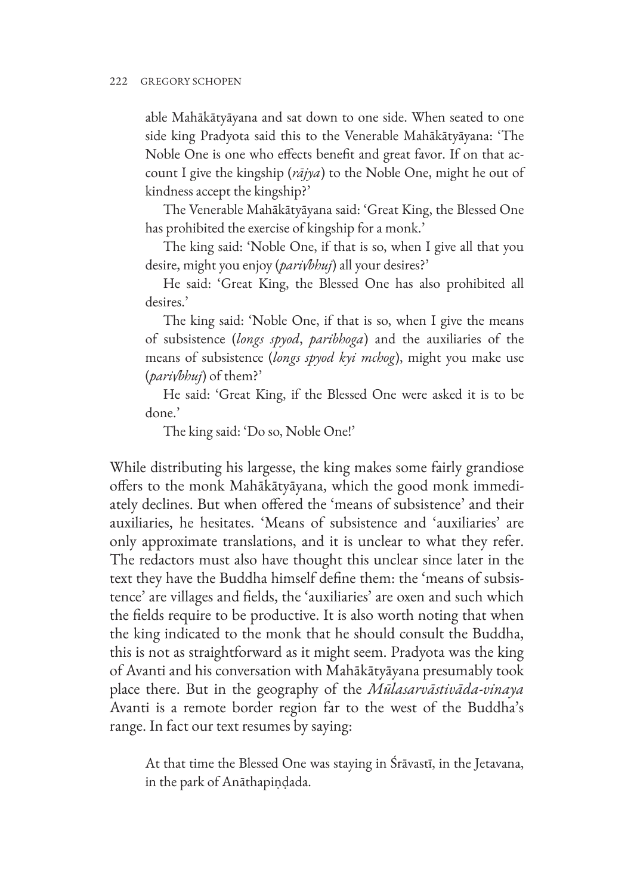able Mahākātyāyana and sat down to one side. When seated to one side king Pradyota said this to the Venerable Mahākātyāyana: 'The Noble One is one who effects benefit and great favor. If on that account I give the kingship (*rājya*) to the Noble One, might he out of kindness accept the kingship?'

The Venerable Mahākātyāyana said: 'Great King, the Blessed One has prohibited the exercise of kingship for a monk.'

The king said: 'Noble One, if that is so, when I give all that you desire, might you enjoy (*pari√bhuj*) all your desires?'

He said: 'Great King, the Blessed One has also prohibited all desires.'

The king said: 'Noble One, if that is so, when I give the means of subsistence (*longs spyod*, *paribhoga*) and the auxiliaries of the means of subsistence (*longs spyod kyi mchog*), might you make use (*pari√bhuj*) of them?'

He said: 'Great King, if the Blessed One were asked it is to be done.'

The king said: 'Do so, Noble One!'

While distributing his largesse, the king makes some fairly grandiose offers to the monk Mahākātyāyana, which the good monk immediately declines. But when offered the 'means of subsistence' and their auxiliaries, he hesitates. 'Means of subsistence and 'auxiliaries' are only approximate translations, and it is unclear to what they refer. The redactors must also have thought this unclear since later in the text they have the Buddha himself define them: the 'means of subsistence' are villages and fields, the 'auxiliaries' are oxen and such which the fields require to be productive. It is also worth noting that when the king indicated to the monk that he should consult the Buddha, this is not as straightforward as it might seem. Pradyota was the king of Avanti and his conversation with Mahākātyāyana presumably took place there. But in the geography of the *Mūlasarvāstivāda-vinaya* Avanti is a remote border region far to the west of the Buddha's range. In fact our text resumes by saying:

At that time the Blessed One was staying in Śrāvastī, in the Jetavana, in the park of Anāthapiṇḍada.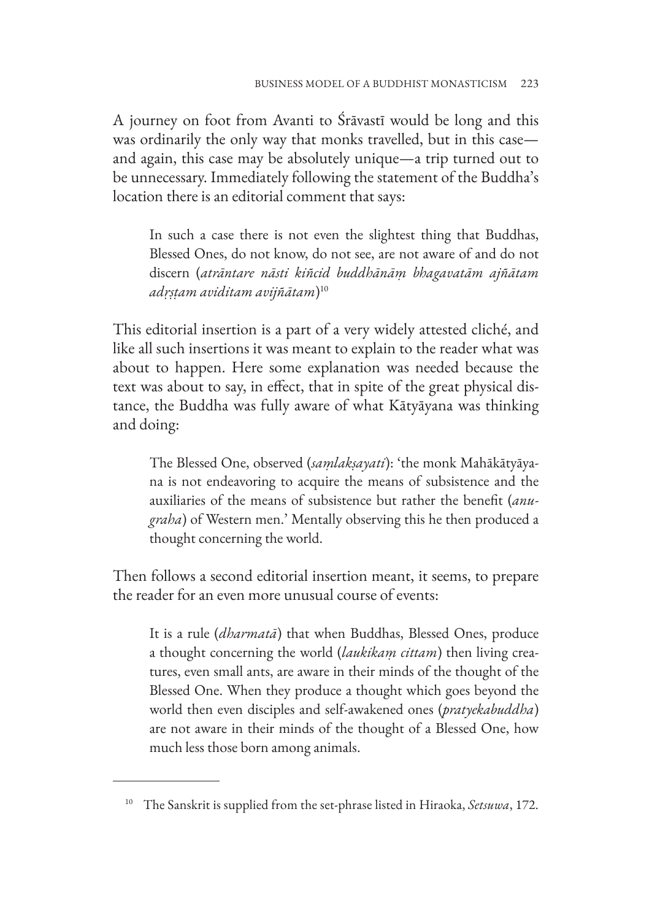A journey on foot from Avanti to Śrāvastī would be long and this was ordinarily the only way that monks travelled, but in this case—and again, this case may be absolutely unique—a trip turned out to be unnecessary. Immediately following the statement of the Buddha's location there is an editorial comment that says:

> In such a case there is not even the slightest thing that Buddhas, Blessed Ones, do not know, do not see, are not aware of and do not discern (*atrāntare nāsti kiñcid buddhānāṃ bhagavatām ajñātam adṛṣṭam aviditam avijñātam*)[10]

This editorial insertion is a part of a very widely attested cliché, and like all such insertions it was meant to explain to the reader what was about to happen. Here some explanation was needed because the text was about to say, in effect, that in spite of the great physical distance, the Buddha was fully aware of what Kātyāyana was thinking and doing:

> The Blessed One, observed (*saṃlakṣayati*): 'the monk Mahākātyāyana is not endeavoring to acquire the means of subsistence and the auxiliaries of the means of subsistence but rather the benefit (*anugraha*) of Western men.' Mentally observing this he then produced a thought concerning the world.

Then follows a second editorial insertion meant, it seems, to prepare the reader for an even more unusual course of events:

> It is a rule (*dharmatā*) that when Buddhas, Blessed Ones, produce a thought concerning the world (*laukikaṃ cittam*) then living creatures, even small ants, are aware in their minds of the thought of the Blessed One. When they produce a thought which goes beyond the world then even disciples and self-awakened ones (*pratyekabuddha*) are not aware in their minds of the thought of a Blessed One, how much less those born among animals.

---

[10] The Sanskrit is supplied from the set-phrase listed in Hiraoka, *Setsuwa*, 172.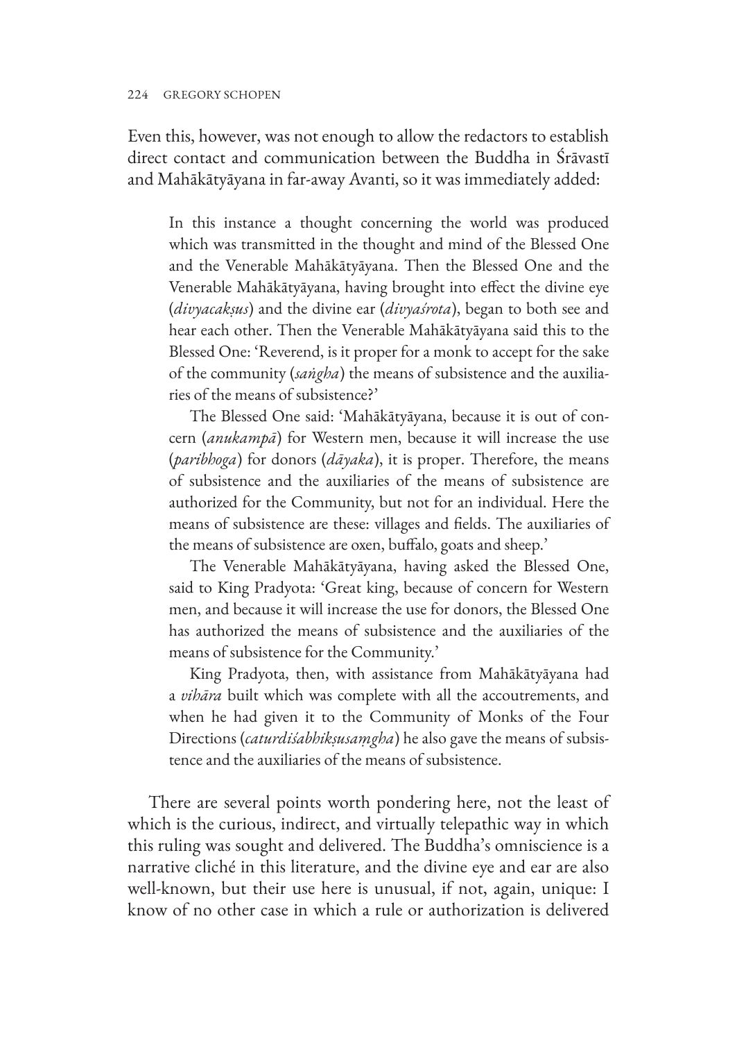Even this, however, was not enough to allow the redactors to establish direct contact and communication between the Buddha in Śrāvastī and Mahākātyāyana in far-away Avanti, so it was immediately added:

> In this instance a thought concerning the world was produced which was transmitted in the thought and mind of the Blessed One and the Venerable Mahākātyāyana. Then the Blessed One and the Venerable Mahākātyāyana, having brought into effect the divine eye (*divyacakṣus*) and the divine ear (*divyaśrota*), began to both see and hear each other. Then the Venerable Mahākātyāyana said this to the Blessed One: 'Reverend, is it proper for a monk to accept for the sake of the community (*saṅgha*) the means of subsistence and the auxiliaries of the means of subsistence?'
>
> The Blessed One said: 'Mahākātyāyana, because it is out of concern (*anukampā*) for Western men, because it will increase the use (*paribhoga*) for donors (*dāyaka*), it is proper. Therefore, the means of subsistence and the auxiliaries of the means of subsistence are authorized for the Community, but not for an individual. Here the means of subsistence are these: villages and fields. The auxiliaries of the means of subsistence are oxen, buffalo, goats and sheep.'
>
> The Venerable Mahākātyāyana, having asked the Blessed One, said to King Pradyota: 'Great king, because of concern for Western men, and because it will increase the use for donors, the Blessed One has authorized the means of subsistence and the auxiliaries of the means of subsistence for the Community.'
>
> King Pradyota, then, with assistance from Mahākātyāyana had a *vihāra* built which was complete with all the accoutrements, and when he had given it to the Community of Monks of the Four Directions (*caturdiśabhikṣusaṃgha*) he also gave the means of subsistence and the auxiliaries of the means of subsistence.

There are several points worth pondering here, not the least of which is the curious, indirect, and virtually telepathic way in which this ruling was sought and delivered. The Buddha's omniscience is a narrative cliché in this literature, and the divine eye and ear are also well-known, but their use here is unusual, if not, again, unique: I know of no other case in which a rule or authorization is delivered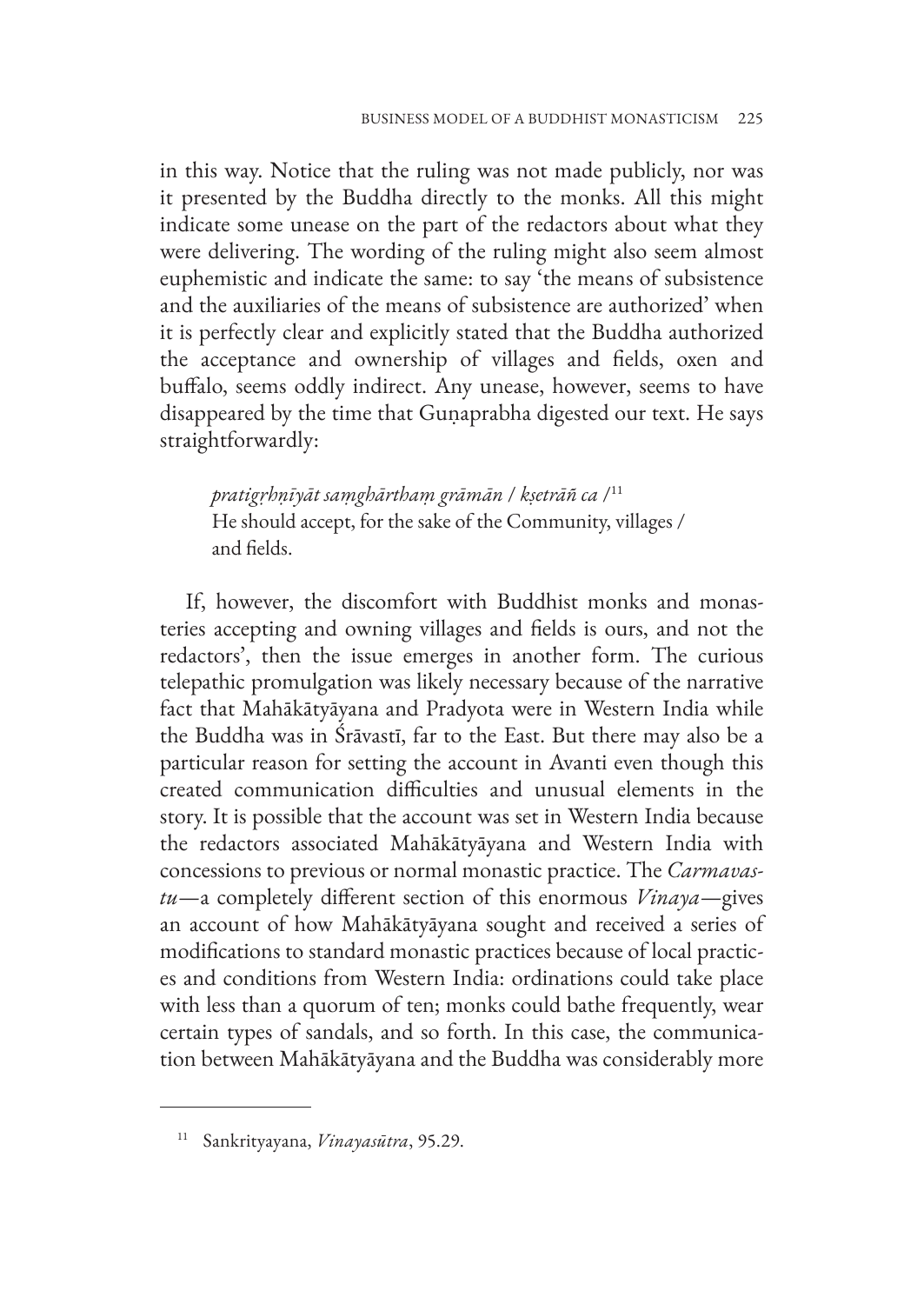in this way. Notice that the ruling was not made publicly, nor was it presented by the Buddha directly to the monks. All this might indicate some unease on the part of the redactors about what they were delivering. The wording of the ruling might also seem almost euphemistic and indicate the same: to say 'the means of subsistence and the auxiliaries of the means of subsistence are authorized' when it is perfectly clear and explicitly stated that the Buddha authorized the acceptance and ownership of villages and fields, oxen and buffalo, seems oddly indirect. Any unease, however, seems to have disappeared by the time that Guṇaprabha digested our text. He says straightforwardly:

> *pratigṛhṇīyāt saṃghārthaṃ grāmān / kṣetrāñ ca /*[11]
> He should accept, for the sake of the Community, villages / and fields.

If, however, the discomfort with Buddhist monks and monasteries accepting and owning villages and fields is ours, and not the redactors', then the issue emerges in another form. The curious telepathic promulgation was likely necessary because of the narrative fact that Mahākātyāyana and Pradyota were in Western India while the Buddha was in Śrāvastī, far to the East. But there may also be a particular reason for setting the account in Avanti even though this created communication difficulties and unusual elements in the story. It is possible that the account was set in Western India because the redactors associated Mahākātyāyana and Western India with concessions to previous or normal monastic practice. The *Carmavastu*—a completely different section of this enormous *Vinaya*—gives an account of how Mahākātyāyana sought and received a series of modifications to standard monastic practices because of local practices and conditions from Western India: ordinations could take place with less than a quorum of ten; monks could bathe frequently, wear certain types of sandals, and so forth. In this case, the communication between Mahākātyāyana and the Buddha was considerably more

---

[11] Sankrityayana, *Vinayasūtra*, 95.29.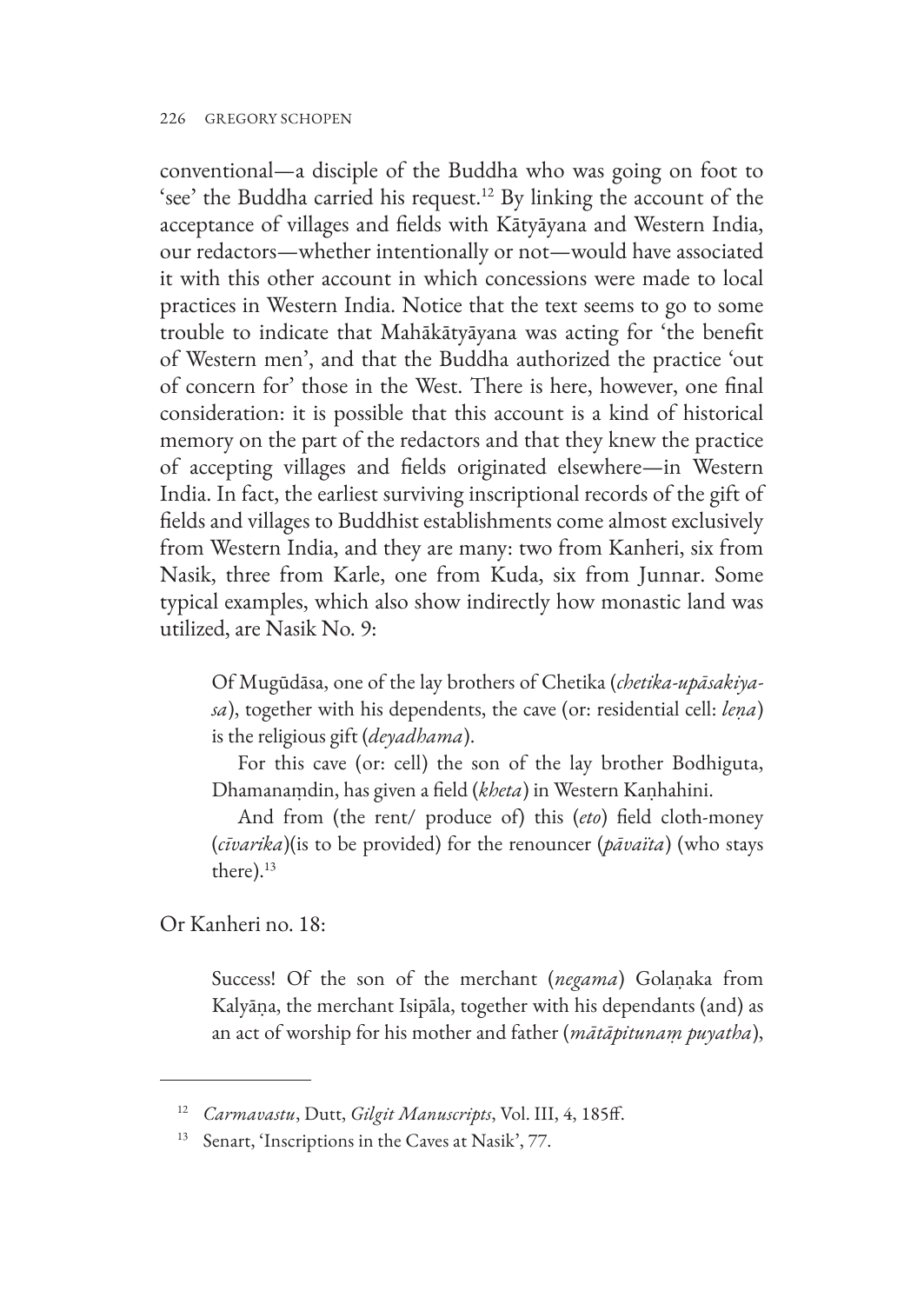conventional—a disciple of the Buddha who was going on foot to 'see' the Buddha carried his request.[12] By linking the account of the acceptance of villages and fields with Kātyāyana and Western India, our redactors—whether intentionally or not—would have associated it with this other account in which concessions were made to local practices in Western India. Notice that the text seems to go to some trouble to indicate that Mahākātyāyana was acting for 'the benefit of Western men', and that the Buddha authorized the practice 'out of concern for' those in the West. There is here, however, one final consideration: it is possible that this account is a kind of historical memory on the part of the redactors and that they knew the practice of accepting villages and fields originated elsewhere—in Western India. In fact, the earliest surviving inscriptional records of the gift of fields and villages to Buddhist establishments come almost exclusively from Western India, and they are many: two from Kanheri, six from Nasik, three from Karle, one from Kuda, six from Junnar. Some typical examples, which also show indirectly how monastic land was utilized, are Nasik No. 9:

> Of Mugūdāsa, one of the lay brothers of Chetika (*chetika-upāsakiya-sa*), together with his dependents, the cave (or: residential cell: *leṇa*) is the religious gift (*deyadhama*).
>
> For this cave (or: cell) the son of the lay brother Bodhiguta, Dhamanaṃdin, has given a field (*kheta*) in Western Kaṇhahini.
>
> And from (the rent/ produce of) this (*eto*) field cloth-money (*cīvarika*)(is to be provided) for the renouncer (*pāvaïta*) (who stays there).[13]

Or Kanheri no. 18:

> Success! Of the son of the merchant (*negama*) Golaṇaka from Kalyāṇa, the merchant Isipāla, together with his dependants (and) as an act of worship for his mother and father (*mātāpitunaṃ puyatha*),

---

[12] *Carmavastu*, Dutt, *Gilgit Manuscripts*, Vol. III, 4, 185ff.

[13] Senart, 'Inscriptions in the Caves at Nasik', 77.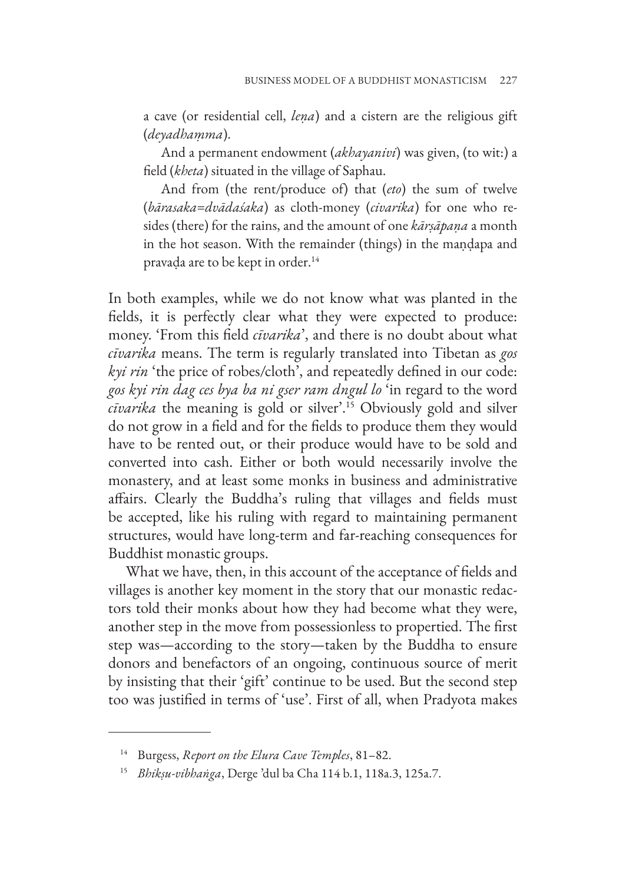a cave (or residential cell, *leṇa*) and a cistern are the religious gift (*deyadhaṃma*).

And a permanent endowment (*akhayanivi*) was given, (to wit:) a field (*kheta*) situated in the village of Saphau.

And from (the rent/produce of) that (*eto*) the sum of twelve (*bārasaka=dvādaśaka*) as cloth-money (*civarika*) for one who resides (there) for the rains, and the amount of one *kārṣāpaṇa* a month in the hot season. With the remainder (things) in the maṇḍapa and pravaḍa are to be kept in order.[14]

In both examples, while we do not know what was planted in the fields, it is perfectly clear what they were expected to produce: money. 'From this field *cīvarika*', and there is no doubt about what *cīvarika* means. The term is regularly translated into Tibetan as *gos kyi rin* 'the price of robes/cloth', and repeatedly defined in our code: *gos kyi rin dag ces bya ba ni gser ram dngul lo* 'in regard to the word *cīvarika* the meaning is gold or silver'.[15] Obviously gold and silver do not grow in a field and for the fields to produce them they would have to be rented out, or their produce would have to be sold and converted into cash. Either or both would necessarily involve the monastery, and at least some monks in business and administrative affairs. Clearly the Buddha's ruling that villages and fields must be accepted, like his ruling with regard to maintaining permanent structures, would have long-term and far-reaching consequences for Buddhist monastic groups.

What we have, then, in this account of the acceptance of fields and villages is another key moment in the story that our monastic redactors told their monks about how they had become what they were, another step in the move from possessionless to propertied. The first step was—according to the story—taken by the Buddha to ensure donors and benefactors of an ongoing, continuous source of merit by insisting that their 'gift' continue to be used. But the second step too was justified in terms of 'use'. First of all, when Pradyota makes

---

[14] Burgess, *Report on the Elura Cave Temples*, 81–82.

[15] *Bhikṣu-vibhaṅga*, Derge 'dul ba Cha 114 b.1, 118a.3, 125a.7.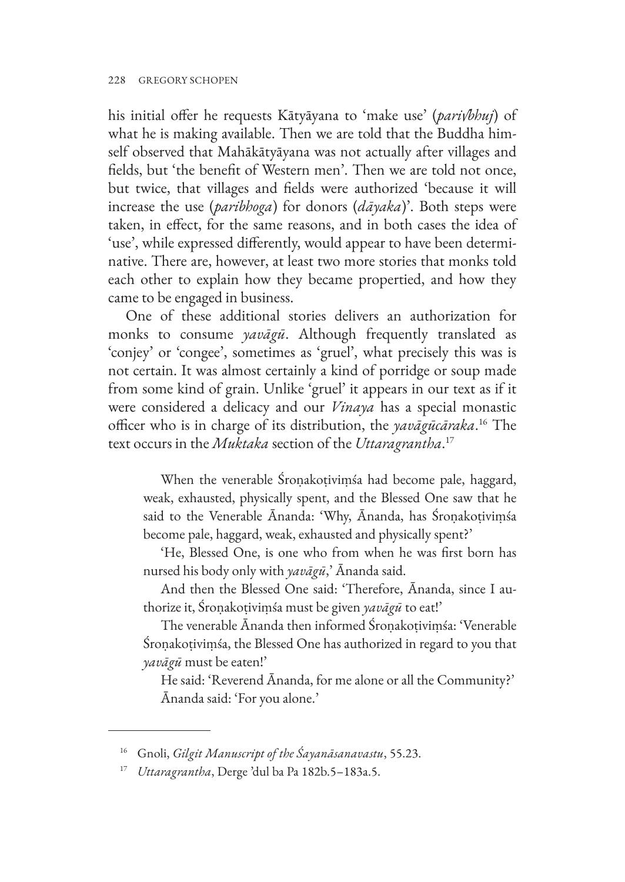his initial offer he requests Kātyāyana to 'make use' (*pari√bhuj*) of what he is making available. Then we are told that the Buddha himself observed that Mahākātyāyana was not actually after villages and fields, but 'the benefit of Western men'. Then we are told not once, but twice, that villages and fields were authorized 'because it will increase the use (*paribhoga*) for donors (*dāyaka*)'. Both steps were taken, in effect, for the same reasons, and in both cases the idea of 'use', while expressed differently, would appear to have been determinative. There are, however, at least two more stories that monks told each other to explain how they became propertied, and how they came to be engaged in business.

One of these additional stories delivers an authorization for monks to consume *yavāgū*. Although frequently translated as 'conjey' or 'congee', sometimes as 'gruel', what precisely this was is not certain. It was almost certainly a kind of porridge or soup made from some kind of grain. Unlike 'gruel' it appears in our text as if it were considered a delicacy and our *Vinaya* has a special monastic officer who is in charge of its distribution, the *yavāgūcāraka*.[16] The text occurs in the *Muktaka* section of the *Uttaragrantha*.[17]

> When the venerable Śroṇakoṭiviṃśa had become pale, haggard, weak, exhausted, physically spent, and the Blessed One saw that he said to the Venerable Ānanda: 'Why, Ānanda, has Śroṇakoṭiviṃśa become pale, haggard, weak, exhausted and physically spent?'
>
> 'He, Blessed One, is one who from when he was first born has nursed his body only with *yavāgū*,' Ānanda said.
>
> And then the Blessed One said: 'Therefore, Ānanda, since I authorize it, Śroṇakoṭiviṃśa must be given *yavāgū* to eat!'
>
> The venerable Ānanda then informed Śroṇakoṭiviṃśa: 'Venerable Śroṇakoṭiviṃśa, the Blessed One has authorized in regard to you that *yavāgū* must be eaten!'
>
> He said: 'Reverend Ānanda, for me alone or all the Community?'
>
> Ānanda said: 'For you alone.'

---

16 Gnoli, *Gilgit Manuscript of the Śayanāsanavastu*, 55.23.

17 *Uttaragrantha*, Derge 'dul ba Pa 182b.5–183a.5.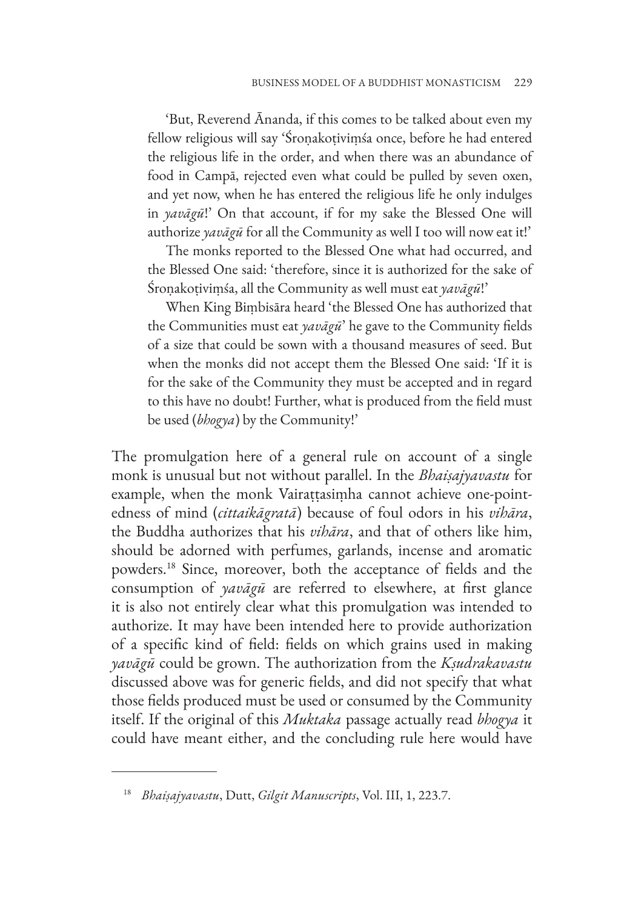'But, Reverend Ānanda, if this comes to be talked about even my fellow religious will say 'Śroṇakoṭiviṃśa once, before he had entered the religious life in the order, and when there was an abundance of food in Campā, rejected even what could be pulled by seven oxen, and yet now, when he has entered the religious life he only indulges in *yavāgū*!' On that account, if for my sake the Blessed One will authorize *yavāgū* for all the Community as well I too will now eat it!'

The monks reported to the Blessed One what had occurred, and the Blessed One said: 'therefore, since it is authorized for the sake of Śroṇakoṭiviṃśa, all the Community as well must eat *yavāgū*!'

When King Biṃbisāra heard 'the Blessed One has authorized that the Communities must eat *yavāgū*' he gave to the Community fields of a size that could be sown with a thousand measures of seed. But when the monks did not accept them the Blessed One said: 'If it is for the sake of the Community they must be accepted and in regard to this have no doubt! Further, what is produced from the field must be used (*bhogya*) by the Community!'

The promulgation here of a general rule on account of a single monk is unusual but not without parallel. In the *Bhaiṣajyavastu* for example, when the monk Vairaṭṭasiṃha cannot achieve one-pointedness of mind (*cittaikāgratā*) because of foul odors in his *vihāra*, the Buddha authorizes that his *vihāra*, and that of others like him, should be adorned with perfumes, garlands, incense and aromatic powders.[18] Since, moreover, both the acceptance of fields and the consumption of *yavāgū* are referred to elsewhere, at first glance it is also not entirely clear what this promulgation was intended to authorize. It may have been intended here to provide authorization of a specific kind of field: fields on which grains used in making *yavāgū* could be grown. The authorization from the *Kṣudrakavastu* discussed above was for generic fields, and did not specify that what those fields produced must be used or consumed by the Community itself. If the original of this *Muktaka* passage actually read *bhogya* it could have meant either, and the concluding rule here would have

---

[18] *Bhaiṣajyavastu*, Dutt, *Gilgit Manuscripts*, Vol. III, 1, 223.7.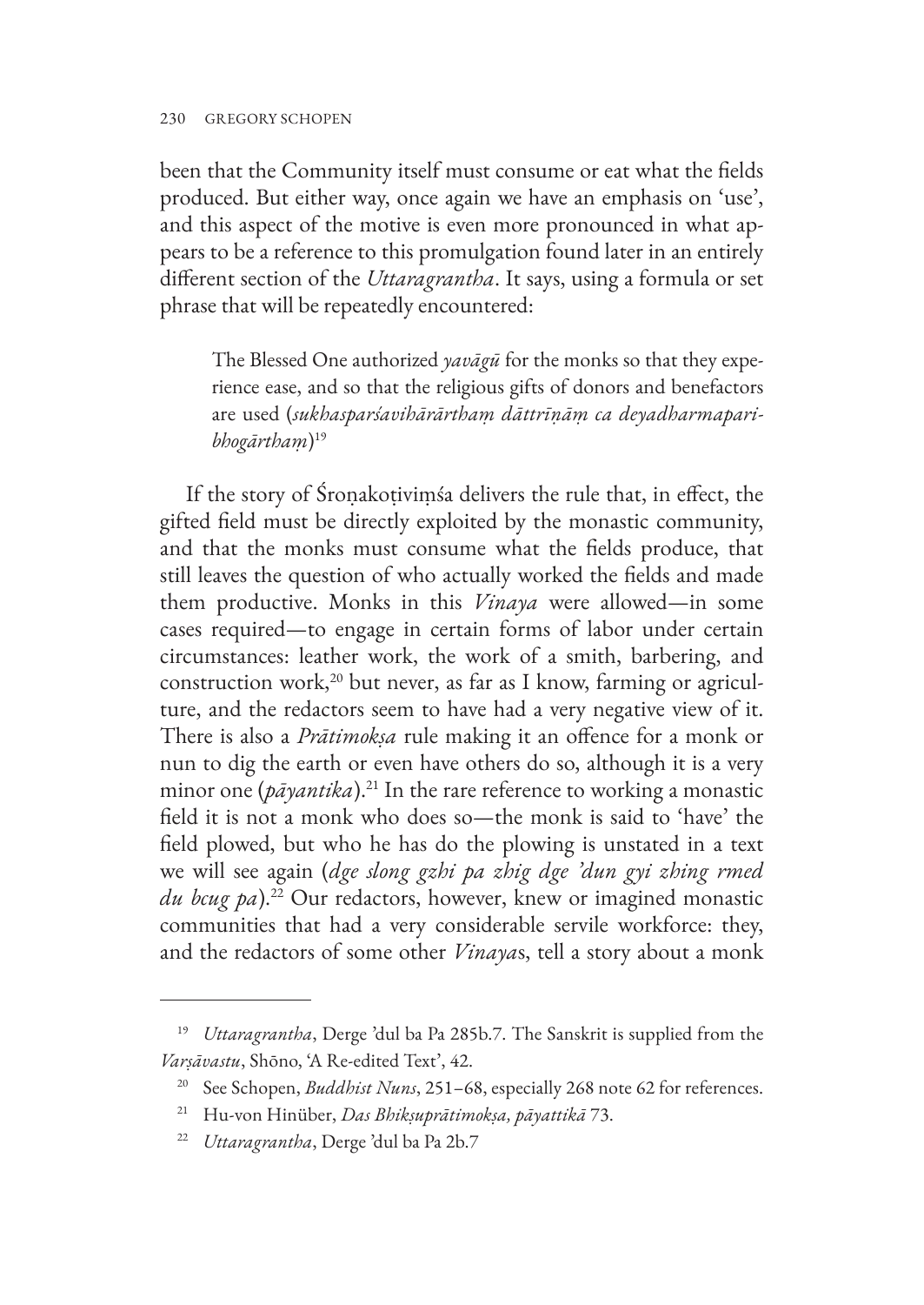been that the Community itself must consume or eat what the fields produced. But either way, once again we have an emphasis on 'use', and this aspect of the motive is even more pronounced in what appears to be a reference to this promulgation found later in an entirely different section of the *Uttaragrantha*. It says, using a formula or set phrase that will be repeatedly encountered:

> The Blessed One authorized *yavāgū* for the monks so that they experience ease, and so that the religious gifts of donors and benefactors are used (*sukhasparśavihārārthaṃ dāttrīṇāṃ ca deyadharmaparibhogārthaṃ*)[19]

If the story of Śroṇakoṭiviṃśa delivers the rule that, in effect, the gifted field must be directly exploited by the monastic community, and that the monks must consume what the fields produce, that still leaves the question of who actually worked the fields and made them productive. Monks in this *Vinaya* were allowed—in some cases required—to engage in certain forms of labor under certain circumstances: leather work, the work of a smith, barbering, and construction work,[20] but never, as far as I know, farming or agriculture, and the redactors seem to have had a very negative view of it. There is also a *Prātimokṣa* rule making it an offence for a monk or nun to dig the earth or even have others do so, although it is a very minor one (*pāyantika*).[21] In the rare reference to working a monastic field it is not a monk who does so—the monk is said to 'have' the field plowed, but who he has do the plowing is unstated in a text we will see again (*dge slong gzhi pa zhig dge 'dun gyi zhing rmed du bcug pa*).[22] Our redactors, however, knew or imagined monastic communities that had a very considerable servile workforce: they, and the redactors of some other *Vinaya*s, tell a story about a monk

---

[19] *Uttaragrantha*, Derge 'dul ba Pa 285b.7. The Sanskrit is supplied from the *Varṣāvastu*, Shōno, 'A Re-edited Text', 42.

[20] See Schopen, *Buddhist Nuns*, 251–68, especially 268 note 62 for references.

[21] Hu-von Hinüber, *Das Bhikṣuprātimokṣa, pāyattikā* 73.

[22] *Uttaragrantha*, Derge 'dul ba Pa 2b.7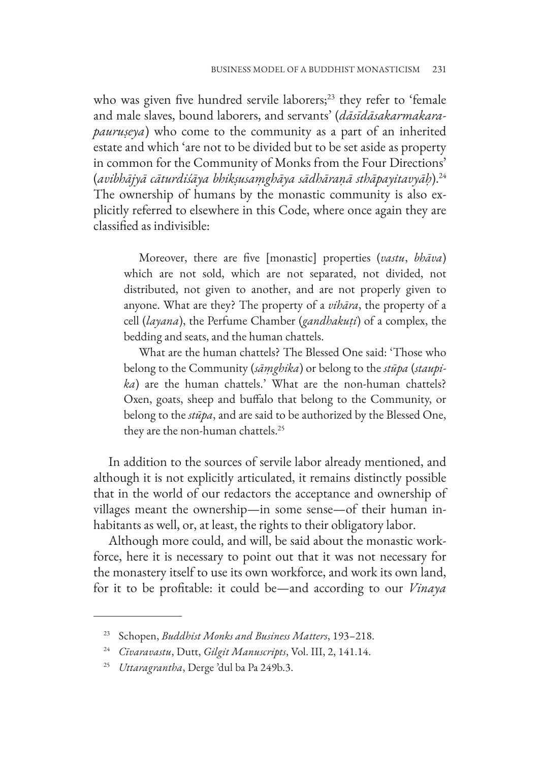who was given five hundred servile laborers;[23] they refer to 'female and male slaves, bound laborers, and servants' (*dāsīdāsakarmakara-pauruṣeya*) who come to the community as a part of an inherited estate and which 'are not to be divided but to be set aside as property in common for the Community of Monks from the Four Directions' (*avibhājyā cāturdiśāya bhikṣusaṃghāya sādhāraṇā sthāpayitavyāḥ*).[24] The ownership of humans by the monastic community is also explicitly referred to elsewhere in this Code, where once again they are classified as indivisible:

> Moreover, there are five [monastic] properties (*vastu*, *bhāva*) which are not sold, which are not separated, not divided, not distributed, not given to another, and are not properly given to anyone. What are they? The property of a *vihāra*, the property of a cell (*layana*), the Perfume Chamber (*gandhakuṭi*) of a complex, the bedding and seats, and the human chattels.
>
> What are the human chattels? The Blessed One said: 'Those who belong to the Community (*sāṃghika*) or belong to the *stūpa* (*staupika*) are the human chattels.' What are the non-human chattels? Oxen, goats, sheep and buffalo that belong to the Community, or belong to the *stūpa*, and are said to be authorized by the Blessed One, they are the non-human chattels.[25]

In addition to the sources of servile labor already mentioned, and although it is not explicitly articulated, it remains distinctly possible that in the world of our redactors the acceptance and ownership of villages meant the ownership—in some sense—of their human inhabitants as well, or, at least, the rights to their obligatory labor.

Although more could, and will, be said about the monastic workforce, here it is necessary to point out that it was not necessary for the monastery itself to use its own workforce, and work its own land, for it to be profitable: it could be—and according to our *Vinaya*

---

[23] Schopen, *Buddhist Monks and Business Matters*, 193–218.

[24] *Cīvaravastu*, Dutt, *Gilgit Manuscripts*, Vol. III, 2, 141.14.

[25] *Uttaragrantha*, Derge 'dul ba Pa 249b.3.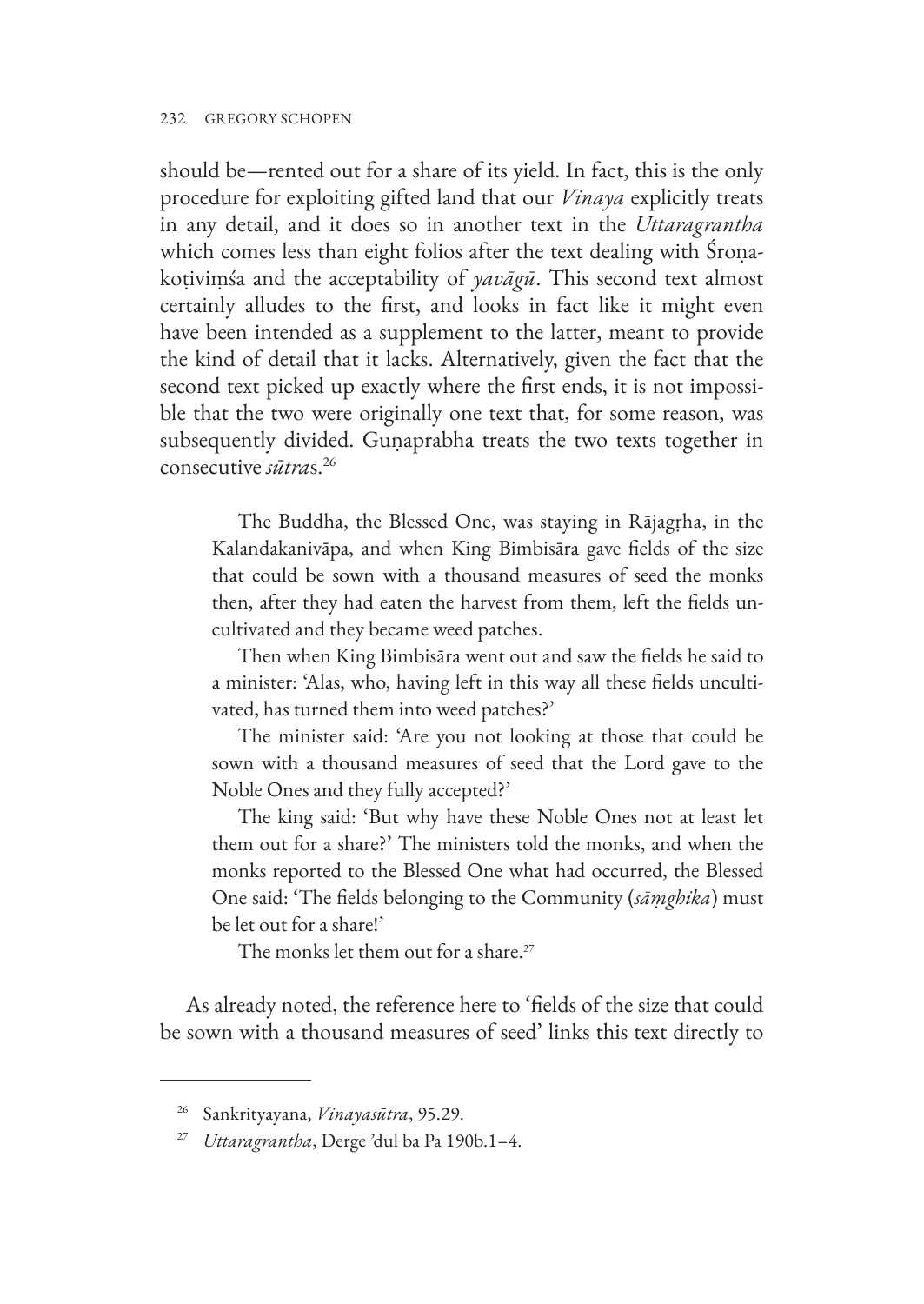should be—rented out for a share of its yield. In fact, this is the only procedure for exploiting gifted land that our *Vinaya* explicitly treats in any detail, and it does so in another text in the *Uttaragrantha* which comes less than eight folios after the text dealing with Śroṇakoṭiviṃśa and the acceptability of *yavāgū*. This second text almost certainly alludes to the first, and looks in fact like it might even have been intended as a supplement to the latter, meant to provide the kind of detail that it lacks. Alternatively, given the fact that the second text picked up exactly where the first ends, it is not impossible that the two were originally one text that, for some reason, was subsequently divided. Guṇaprabha treats the two texts together in consecutive *sūtra*s.[26]

> The Buddha, the Blessed One, was staying in Rājagṛha, in the Kalandakanivāpa, and when King Bimbisāra gave fields of the size that could be sown with a thousand measures of seed the monks then, after they had eaten the harvest from them, left the fields uncultivated and they became weed patches.
>
> Then when King Bimbisāra went out and saw the fields he said to a minister: 'Alas, who, having left in this way all these fields uncultivated, has turned them into weed patches?'
>
> The minister said: 'Are you not looking at those that could be sown with a thousand measures of seed that the Lord gave to the Noble Ones and they fully accepted?'
>
> The king said: 'But why have these Noble Ones not at least let them out for a share?' The ministers told the monks, and when the monks reported to the Blessed One what had occurred, the Blessed One said: 'The fields belonging to the Community (*sāṃghika*) must be let out for a share!'
>
> The monks let them out for a share.[27]

As already noted, the reference here to 'fields of the size that could be sown with a thousand measures of seed' links this text directly to

[26] Sankrityayana, *Vinayasūtra*, 95.29.

[27] *Uttaragrantha*, Derge 'dul ba Pa 190b.1–4.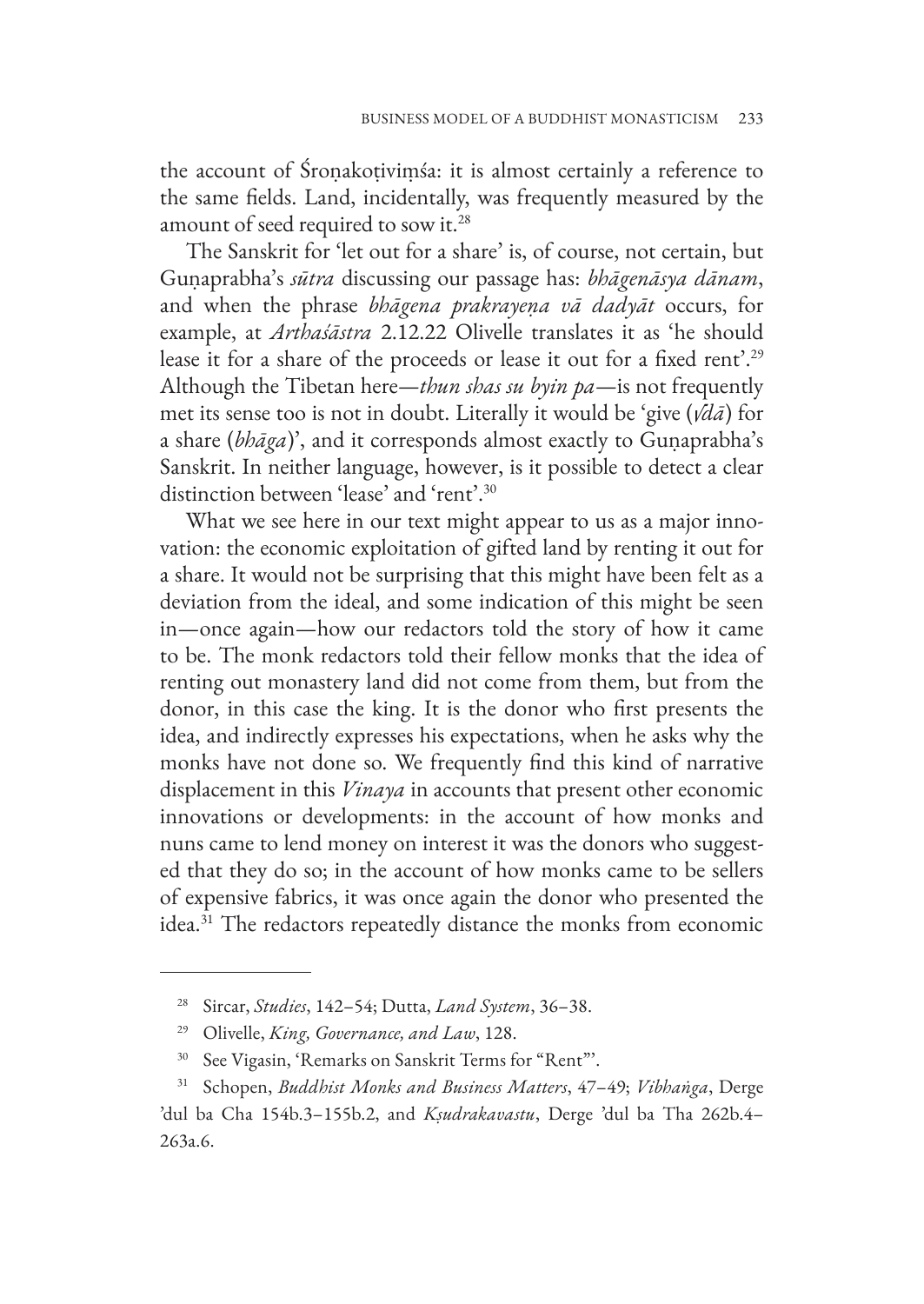the account of Śroṇakoṭiviṃśa: it is almost certainly a reference to the same fields. Land, incidentally, was frequently measured by the amount of seed required to sow it.[28]

The Sanskrit for 'let out for a share' is, of course, not certain, but Guṇaprabha's *sūtra* discussing our passage has: *bhāgenāsya dānam*, and when the phrase *bhāgena prakrayeṇa vā dadyāt* occurs, for example, at *Arthaśāstra* 2.12.22 Olivelle translates it as 'he should lease it for a share of the proceeds or lease it out for a fixed rent'.[29] Although the Tibetan here—*thun shas su byin pa*—is not frequently met its sense too is not in doubt. Literally it would be 'give (√*dā*) for a share (*bhāga*)', and it corresponds almost exactly to Guṇaprabha's Sanskrit. In neither language, however, is it possible to detect a clear distinction between 'lease' and 'rent'.[30]

What we see here in our text might appear to us as a major innovation: the economic exploitation of gifted land by renting it out for a share. It would not be surprising that this might have been felt as a deviation from the ideal, and some indication of this might be seen in—once again—how our redactors told the story of how it came to be. The monk redactors told their fellow monks that the idea of renting out monastery land did not come from them, but from the donor, in this case the king. It is the donor who first presents the idea, and indirectly expresses his expectations, when he asks why the monks have not done so. We frequently find this kind of narrative displacement in this *Vinaya* in accounts that present other economic innovations or developments: in the account of how monks and nuns came to lend money on interest it was the donors who suggested that they do so; in the account of how monks came to be sellers of expensive fabrics, it was once again the donor who presented the idea.[31] The redactors repeatedly distance the monks from economic

---

[28] Sircar, *Studies*, 142–54; Dutta, *Land System*, 36–38.

[29] Olivelle, *King, Governance, and Law*, 128.

[30] See Vigasin, 'Remarks on Sanskrit Terms for "Rent"'.

[31] Schopen, *Buddhist Monks and Business Matters*, 47–49; *Vibhaṅga*, Derge 'dul ba Cha 154b.3–155b.2, and *Kṣudrakavastu*, Derge 'dul ba Tha 262b.4–263a.6.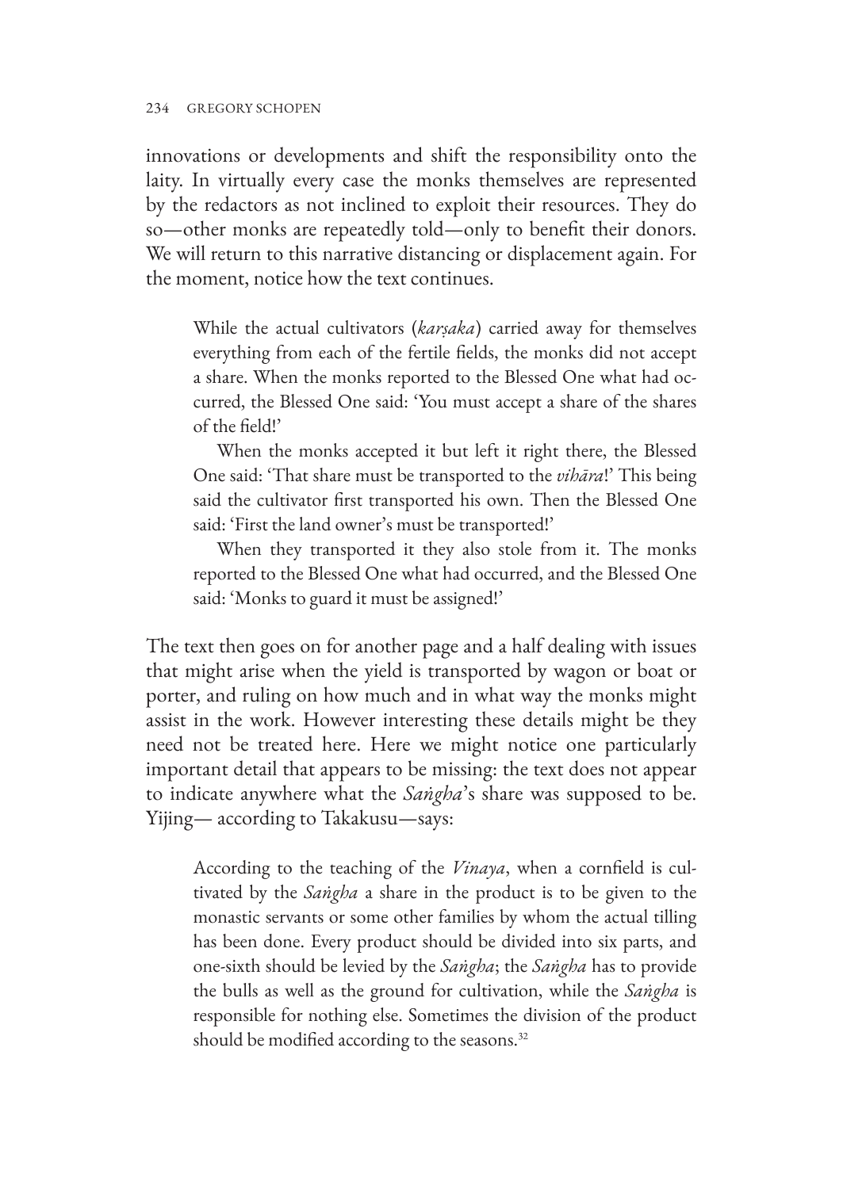innovations or developments and shift the responsibility onto the laity. In virtually every case the monks themselves are represented by the redactors as not inclined to exploit their resources. They do so—other monks are repeatedly told—only to benefit their donors. We will return to this narrative distancing or displacement again. For the moment, notice how the text continues.

> While the actual cultivators (*karṣaka*) carried away for themselves everything from each of the fertile fields, the monks did not accept a share. When the monks reported to the Blessed One what had occurred, the Blessed One said: 'You must accept a share of the shares of the field!'
>
> When the monks accepted it but left it right there, the Blessed One said: 'That share must be transported to the *vihāra*!' This being said the cultivator first transported his own. Then the Blessed One said: 'First the land owner's must be transported!'
>
> When they transported it they also stole from it. The monks reported to the Blessed One what had occurred, and the Blessed One said: 'Monks to guard it must be assigned!'

The text then goes on for another page and a half dealing with issues that might arise when the yield is transported by wagon or boat or porter, and ruling on how much and in what way the monks might assist in the work. However interesting these details might be they need not be treated here. Here we might notice one particularly important detail that appears to be missing: the text does not appear to indicate anywhere what the *Saṅgha*'s share was supposed to be. Yijing— according to Takakusu—says:

> According to the teaching of the *Vinaya*, when a cornfield is cultivated by the *Saṅgha* a share in the product is to be given to the monastic servants or some other families by whom the actual tilling has been done. Every product should be divided into six parts, and one-sixth should be levied by the *Saṅgha*; the *Saṅgha* has to provide the bulls as well as the ground for cultivation, while the *Saṅgha* is responsible for nothing else. Sometimes the division of the product should be modified according to the seasons.[32]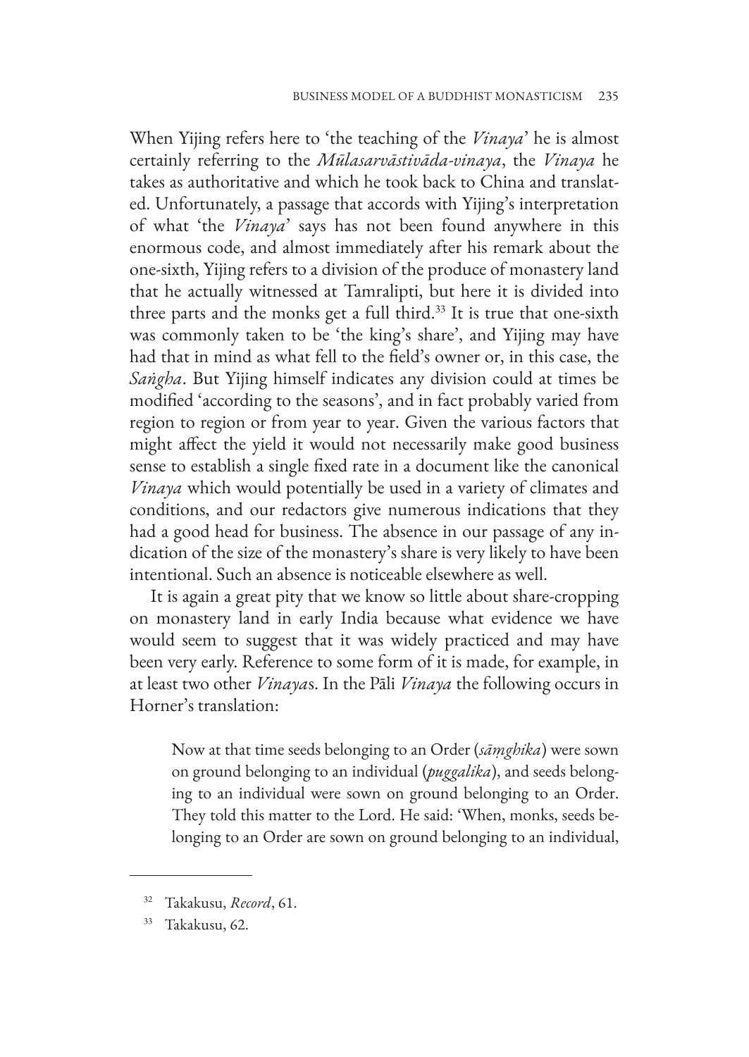When Yijing refers here to 'the teaching of the *Vinaya*' he is almost certainly referring to the *Mūlasarvāstivāda-vinaya*, the *Vinaya* he takes as authoritative and which he took back to China and translated. Unfortunately, a passage that accords with Yijing's interpretation of what 'the *Vinaya*' says has not been found anywhere in this enormous code, and almost immediately after his remark about the one-sixth, Yijing refers to a division of the produce of monastery land that he actually witnessed at Tamralipti, but here it is divided into three parts and the monks get a full third.[33] It is true that one-sixth was commonly taken to be 'the king's share', and Yijing may have had that in mind as what fell to the field's owner or, in this case, the *Saṅgha*. But Yijing himself indicates any division could at times be modified 'according to the seasons', and in fact probably varied from region to region or from year to year. Given the various factors that might affect the yield it would not necessarily make good business sense to establish a single fixed rate in a document like the canonical *Vinaya* which would potentially be used in a variety of climates and conditions, and our redactors give numerous indications that they had a good head for business. The absence in our passage of any indication of the size of the monastery's share is very likely to have been intentional. Such an absence is noticeable elsewhere as well.

It is again a great pity that we know so little about share-cropping on monastery land in early India because what evidence we have would seem to suggest that it was widely practiced and may have been very early. Reference to some form of it is made, for example, in at least two other *Vinaya*s. In the Pāli *Vinaya* the following occurs in Horner's translation:

> Now at that time seeds belonging to an Order (*sāṃghika*) were sown on ground belonging to an individual (*puggalika*), and seeds belonging to an individual were sown on ground belonging to an Order. They told this matter to the Lord. He said: 'When, monks, seeds belonging to an Order are sown on ground belonging to an individual,

[32] Takakusu, *Record*, 61.

[33] Takakusu, 62.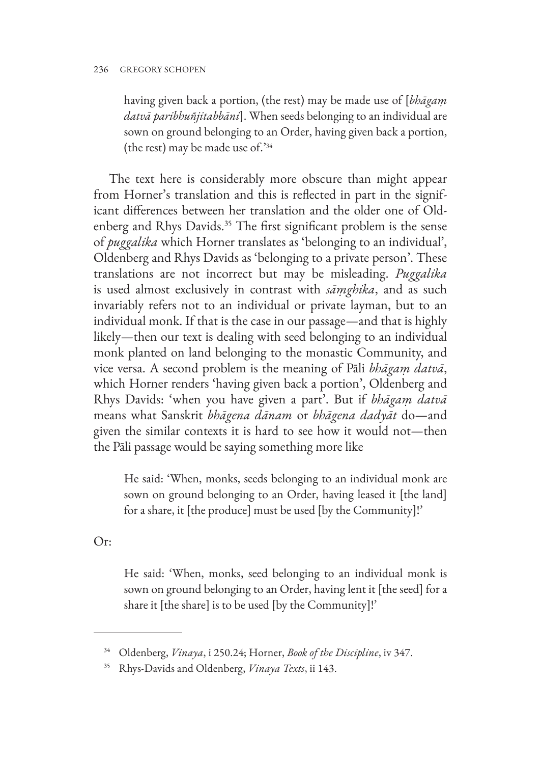having given back a portion, (the rest) may be made use of [*bhāgaṃ datvā paribhuñjitabbāni*]. When seeds belonging to an individual are sown on ground belonging to an Order, having given back a portion, (the rest) may be made use of.'[34]

The text here is considerably more obscure than might appear from Horner's translation and this is reflected in part in the significant differences between her translation and the older one of Oldenberg and Rhys Davids.[35] The first significant problem is the sense of *puggalika* which Horner translates as 'belonging to an individual', Oldenberg and Rhys Davids as 'belonging to a private person'. These translations are not incorrect but may be misleading. *Puggalika* is used almost exclusively in contrast with *sāṃghika*, and as such invariably refers not to an individual or private layman, but to an individual monk. If that is the case in our passage—and that is highly likely—then our text is dealing with seed belonging to an individual monk planted on land belonging to the monastic Community, and vice versa. A second problem is the meaning of Pāli *bhāgaṃ datvā*, which Horner renders 'having given back a portion', Oldenberg and Rhys Davids: 'when you have given a part'. But if *bhāgaṃ datvā* means what Sanskrit *bhāgena dānam* or *bhāgena dadyāt* do—and given the similar contexts it is hard to see how it would not—then the Pāli passage would be saying something more like

> He said: 'When, monks, seeds belonging to an individual monk are sown on ground belonging to an Order, having leased it [the land] for a share, it [the produce] must be used [by the Community]!'

Or:

> He said: 'When, monks, seed belonging to an individual monk is sown on ground belonging to an Order, having lent it [the seed] for a share it [the share] is to be used [by the Community]!'

---

[34] Oldenberg, *Vinaya*, i 250.24; Horner, *Book of the Discipline*, iv 347.

[35] Rhys-Davids and Oldenberg, *Vinaya Texts*, ii 143.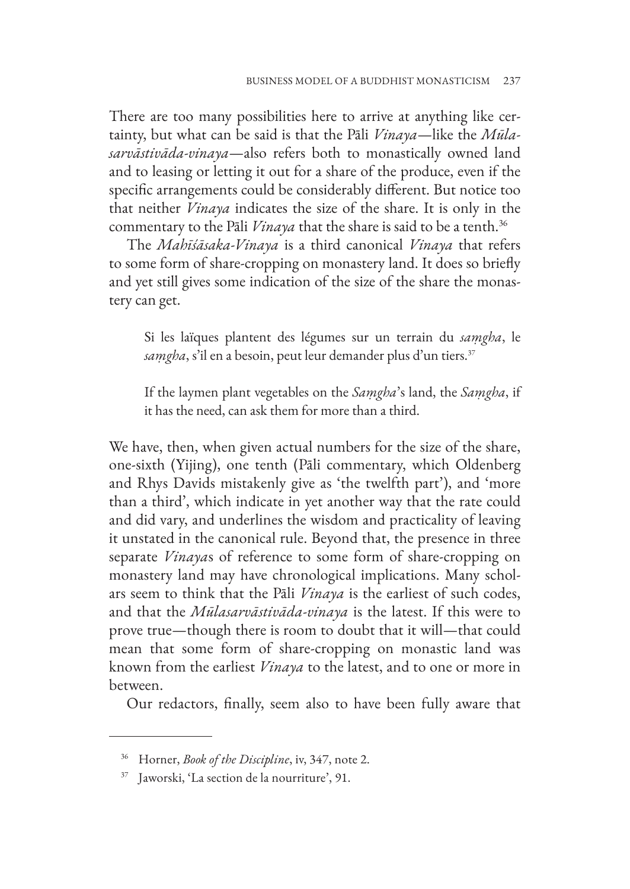There are too many possibilities here to arrive at anything like certainty, but what can be said is that the Pāli *Vinaya*—like the *Mūlasarvāstivāda-vinaya*—also refers both to monastically owned land and to leasing or letting it out for a share of the produce, even if the specific arrangements could be considerably different. But notice too that neither *Vinaya* indicates the size of the share. It is only in the commentary to the Pāli *Vinaya* that the share is said to be a tenth.[36]

The *Mahīśāsaka-Vinaya* is a third canonical *Vinaya* that refers to some form of share-cropping on monastery land. It does so briefly and yet still gives some indication of the size of the share the monastery can get.

> Si les laïques plantent des légumes sur un terrain du *saṃgha*, le *saṃgha*, s'il en a besoin, peut leur demander plus d'un tiers.[37]
>
> If the laymen plant vegetables on the *Saṃgha*'s land, the *Saṃgha*, if it has the need, can ask them for more than a third.

We have, then, when given actual numbers for the size of the share, one-sixth (Yijing), one tenth (Pāli commentary, which Oldenberg and Rhys Davids mistakenly give as 'the twelfth part'), and 'more than a third', which indicate in yet another way that the rate could and did vary, and underlines the wisdom and practicality of leaving it unstated in the canonical rule. Beyond that, the presence in three separate *Vinaya*s of reference to some form of share-cropping on monastery land may have chronological implications. Many scholars seem to think that the Pāli *Vinaya* is the earliest of such codes, and that the *Mūlasarvāstivāda-vinaya* is the latest. If this were to prove true—though there is room to doubt that it will—that could mean that some form of share-cropping on monastic land was known from the earliest *Vinaya* to the latest, and to one or more in between.

Our redactors, finally, seem also to have been fully aware that

---

[36] Horner, *Book of the Discipline*, iv, 347, note 2.

[37] Jaworski, 'La section de la nourriture', 91.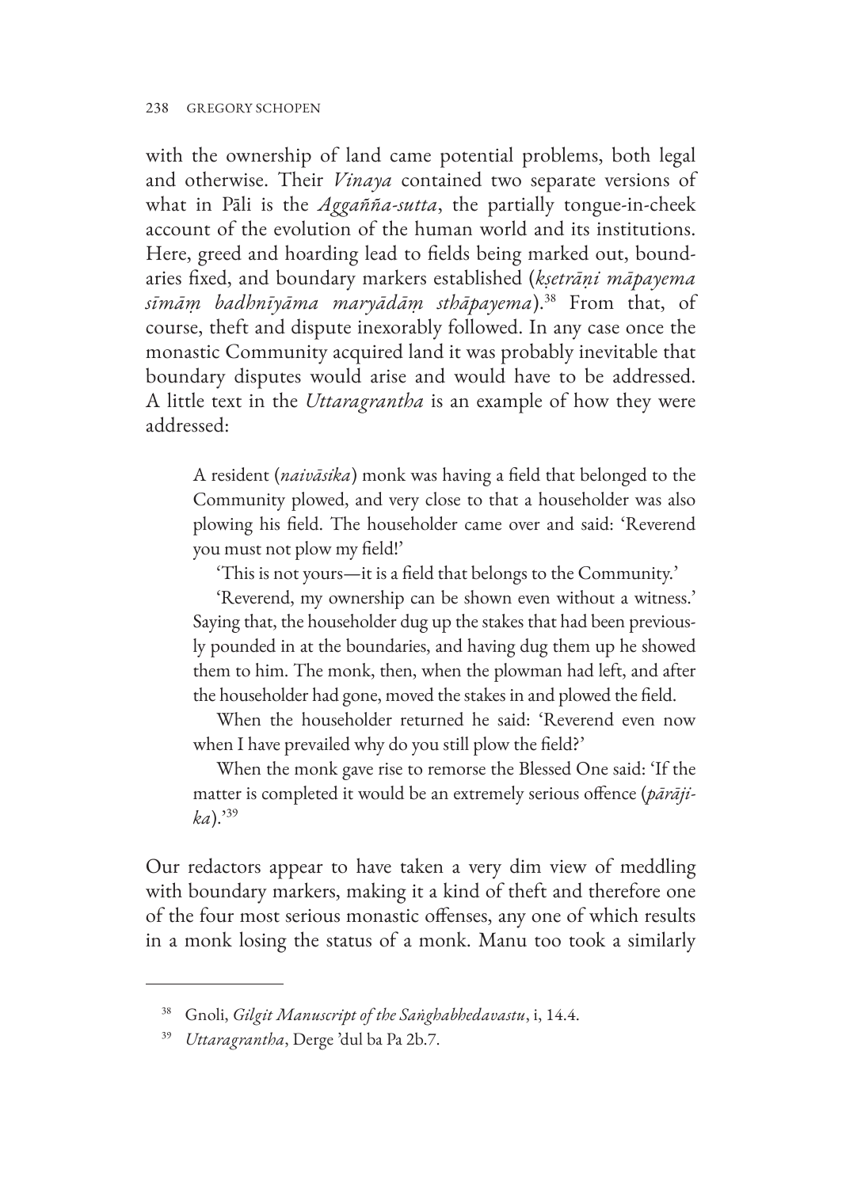with the ownership of land came potential problems, both legal and otherwise. Their *Vinaya* contained two separate versions of what in Pāli is the *Aggañña-sutta*, the partially tongue-in-cheek account of the evolution of the human world and its institutions. Here, greed and hoarding lead to fields being marked out, boundaries fixed, and boundary markers established (*kṣetrāṇi māpayema sīmāṃ badhnīyāma maryādāṃ sthāpayema*).[38] From that, of course, theft and dispute inexorably followed. In any case once the monastic Community acquired land it was probably inevitable that boundary disputes would arise and would have to be addressed. A little text in the *Uttaragrantha* is an example of how they were addressed:

> A resident (*naivāsika*) monk was having a field that belonged to the Community plowed, and very close to that a householder was also plowing his field. The householder came over and said: 'Reverend you must not plow my field!'
>
> 'This is not yours—it is a field that belongs to the Community.'
>
> 'Reverend, my ownership can be shown even without a witness.' Saying that, the householder dug up the stakes that had been previously pounded in at the boundaries, and having dug them up he showed them to him. The monk, then, when the plowman had left, and after the householder had gone, moved the stakes in and plowed the field.
>
> When the householder returned he said: 'Reverend even now when I have prevailed why do you still plow the field?'
>
> When the monk gave rise to remorse the Blessed One said: 'If the matter is completed it would be an extremely serious offence (*pārājika*).'[39]

Our redactors appear to have taken a very dim view of meddling with boundary markers, making it a kind of theft and therefore one of the four most serious monastic offenses, any one of which results in a monk losing the status of a monk. Manu too took a similarly

---

[38] Gnoli, *Gilgit Manuscript of the Saṅghabhedavastu*, i, 14.4.

[39] *Uttaragrantha*, Derge 'dul ba Pa 2b.7.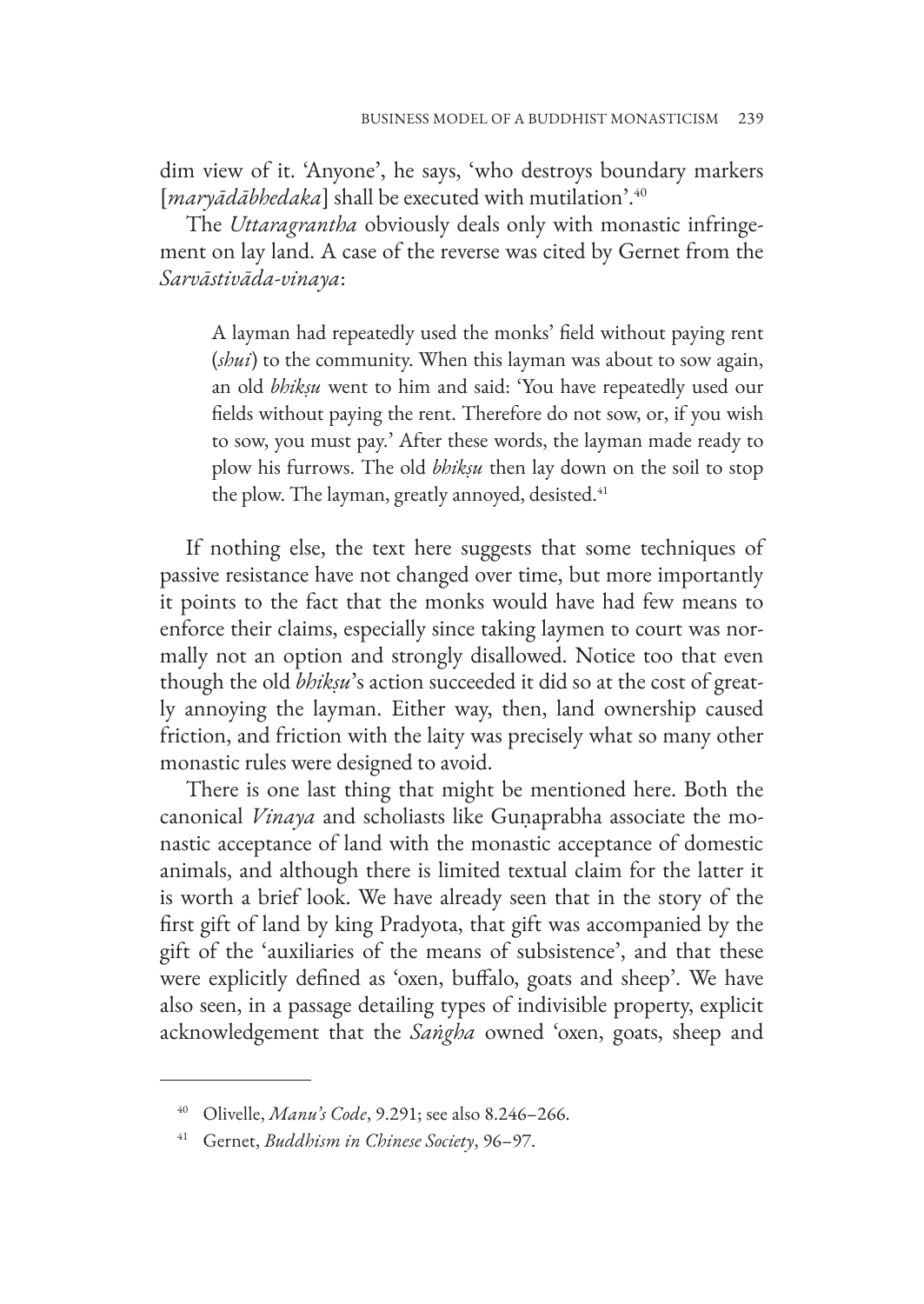dim view of it. 'Anyone', he says, 'who destroys boundary markers [*maryādābhedaka*] shall be executed with mutilation'.[40]

The *Uttaragrantha* obviously deals only with monastic infringement on lay land. A case of the reverse was cited by Gernet from the *Sarvāstivāda-vinaya*:

> A layman had repeatedly used the monks' field without paying rent (*shui*) to the community. When this layman was about to sow again, an old *bhikṣu* went to him and said: 'You have repeatedly used our fields without paying the rent. Therefore do not sow, or, if you wish to sow, you must pay.' After these words, the layman made ready to plow his furrows. The old *bhikṣu* then lay down on the soil to stop the plow. The layman, greatly annoyed, desisted.[41]

If nothing else, the text here suggests that some techniques of passive resistance have not changed over time, but more importantly it points to the fact that the monks would have had few means to enforce their claims, especially since taking laymen to court was normally not an option and strongly disallowed. Notice too that even though the old *bhikṣu*'s action succeeded it did so at the cost of greatly annoying the layman. Either way, then, land ownership caused friction, and friction with the laity was precisely what so many other monastic rules were designed to avoid.

There is one last thing that might be mentioned here. Both the canonical *Vinaya* and scholiasts like Guṇaprabha associate the monastic acceptance of land with the monastic acceptance of domestic animals, and although there is limited textual claim for the latter it is worth a brief look. We have already seen that in the story of the first gift of land by king Pradyota, that gift was accompanied by the gift of the 'auxiliaries of the means of subsistence', and that these were explicitly defined as 'oxen, buffalo, goats and sheep'. We have also seen, in a passage detailing types of indivisible property, explicit acknowledgement that the *Saṅgha* owned 'oxen, goats, sheep and

---

[40] Olivelle, *Manu's Code*, 9.291; see also 8.246–266.

[41] Gernet, *Buddhism in Chinese Society*, 96–97.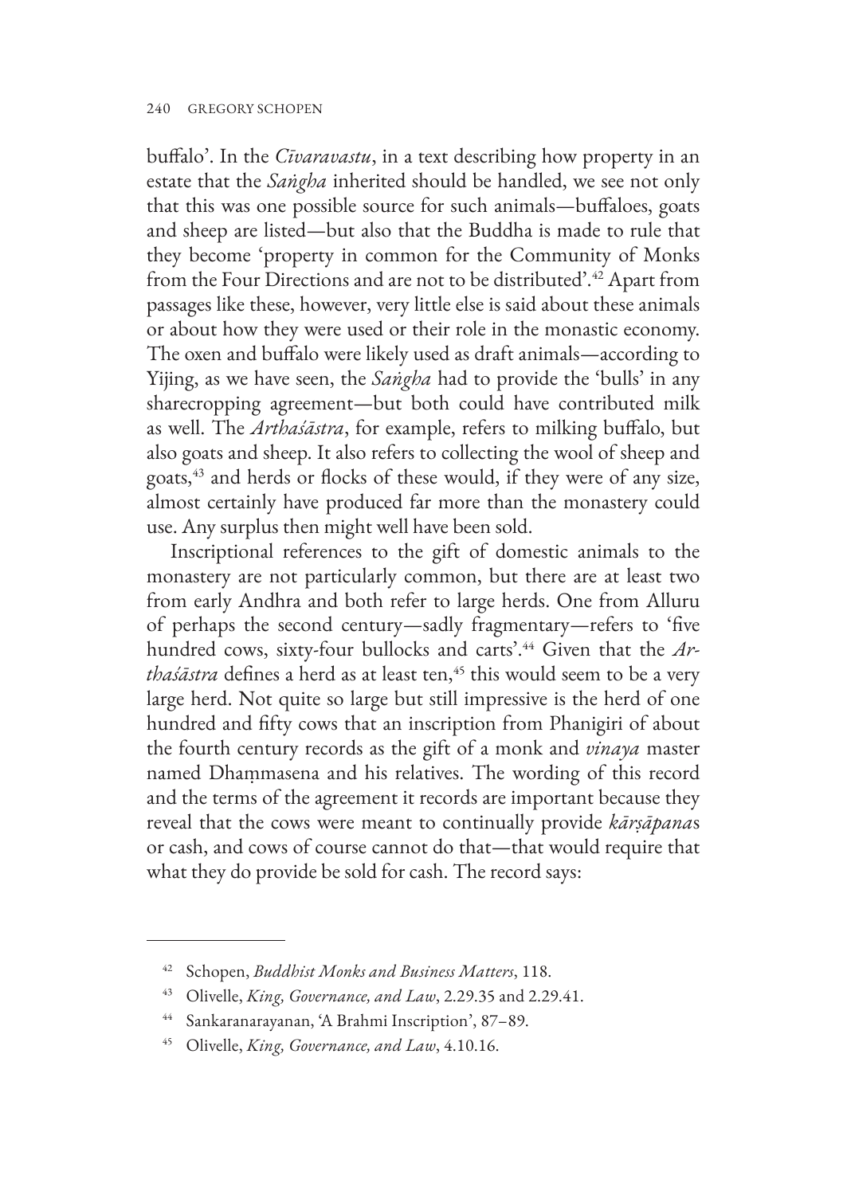buffalo'. In the *Cīvaravastu*, in a text describing how property in an estate that the *Saṅgha* inherited should be handled, we see not only that this was one possible source for such animals—buffaloes, goats and sheep are listed—but also that the Buddha is made to rule that they become 'property in common for the Community of Monks from the Four Directions and are not to be distributed'.[42] Apart from passages like these, however, very little else is said about these animals or about how they were used or their role in the monastic economy. The oxen and buffalo were likely used as draft animals—according to Yijing, as we have seen, the *Saṅgha* had to provide the 'bulls' in any sharecropping agreement—but both could have contributed milk as well. The *Arthaśāstra*, for example, refers to milking buffalo, but also goats and sheep. It also refers to collecting the wool of sheep and goats,[43] and herds or flocks of these would, if they were of any size, almost certainly have produced far more than the monastery could use. Any surplus then might well have been sold.

Inscriptional references to the gift of domestic animals to the monastery are not particularly common, but there are at least two from early Andhra and both refer to large herds. One from Alluru of perhaps the second century—sadly fragmentary—refers to 'five hundred cows, sixty-four bullocks and carts'.[44] Given that the *Arthaśāstra* defines a herd as at least ten,[45] this would seem to be a very large herd. Not quite so large but still impressive is the herd of one hundred and fifty cows that an inscription from Phanigiri of about the fourth century records as the gift of a monk and *vinaya* master named Dhaṃmasena and his relatives. The wording of this record and the terms of the agreement it records are important because they reveal that the cows were meant to continually provide *kārṣāpana*s or cash, and cows of course cannot do that—that would require that what they do provide be sold for cash. The record says:

---

42 Schopen, *Buddhist Monks and Business Matters*, 118.

43 Olivelle, *King, Governance, and Law*, 2.29.35 and 2.29.41.

44 Sankaranarayanan, 'A Brahmi Inscription', 87–89.

45 Olivelle, *King, Governance, and Law*, 4.10.16.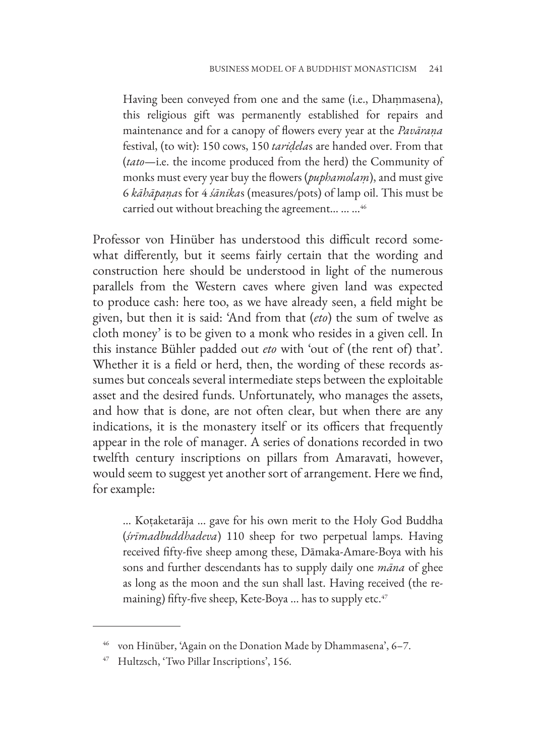> Having been conveyed from one and the same (i.e., Dhaṃmasena), this religious gift was permanently established for repairs and maintenance and for a canopy of flowers every year at the *Pavāraṇa* festival, (to wit): 150 cows, 150 *tariḍela*s are handed over. From that (*tato*—i.e. the income produced from the herd) the Community of monks must every year buy the flowers (*puphamolaṃ*), and must give 6 *kāhāpaṇa*s for 4 *śānika*s (measures/pots) of lamp oil. This must be carried out without breaching the agreement... ... ...[46]

Professor von Hinüber has understood this difficult record somewhat differently, but it seems fairly certain that the wording and construction here should be understood in light of the numerous parallels from the Western caves where given land was expected to produce cash: here too, as we have already seen, a field might be given, but then it is said: 'And from that (*eto*) the sum of twelve as cloth money' is to be given to a monk who resides in a given cell. In this instance Bühler padded out *eto* with 'out of (the rent of) that'. Whether it is a field or herd, then, the wording of these records assumes but conceals several intermediate steps between the exploitable asset and the desired funds. Unfortunately, who manages the assets, and how that is done, are not often clear, but when there are any indications, it is the monastery itself or its officers that frequently appear in the role of manager. A series of donations recorded in two twelfth century inscriptions on pillars from Amaravati, however, would seem to suggest yet another sort of arrangement. Here we find, for example:

> ... Koṭaketarāja ... gave for his own merit to the Holy God Buddha (*śrīmadbuddhadeva*) 110 sheep for two perpetual lamps. Having received fifty-five sheep among these, Dāmaka-Amare-Boya with his sons and further descendants has to supply daily one *māna* of ghee as long as the moon and the sun shall last. Having received (the remaining) fifty-five sheep, Kete-Boya ... has to supply etc.[47]

---

[46] von Hinüber, 'Again on the Donation Made by Dhammasena', 6–7.

[47] Hultzsch, 'Two Pillar Inscriptions', 156.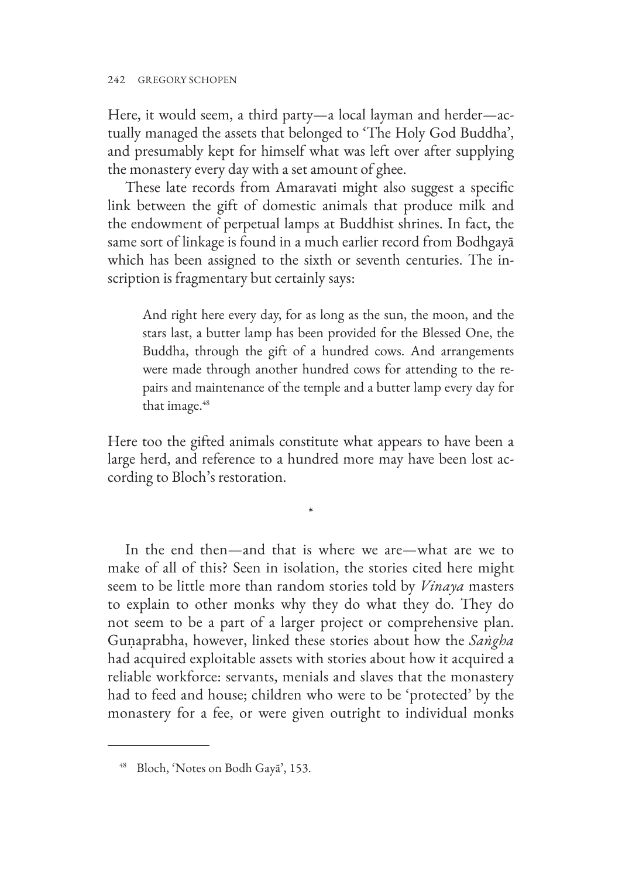Here, it would seem, a third party—a local layman and herder—actually managed the assets that belonged to 'The Holy God Buddha', and presumably kept for himself what was left over after supplying the monastery every day with a set amount of ghee.

These late records from Amaravati might also suggest a specific link between the gift of domestic animals that produce milk and the endowment of perpetual lamps at Buddhist shrines. In fact, the same sort of linkage is found in a much earlier record from Bodhgayā which has been assigned to the sixth or seventh centuries. The inscription is fragmentary but certainly says:

> And right here every day, for as long as the sun, the moon, and the stars last, a butter lamp has been provided for the Blessed One, the Buddha, through the gift of a hundred cows. And arrangements were made through another hundred cows for attending to the repairs and maintenance of the temple and a butter lamp every day for that image.[48]

Here too the gifted animals constitute what appears to have been a large herd, and reference to a hundred more may have been lost according to Bloch's restoration.

*

In the end then—and that is where we are—what are we to make of all of this? Seen in isolation, the stories cited here might seem to be little more than random stories told by *Vinaya* masters to explain to other monks why they do what they do. They do not seem to be a part of a larger project or comprehensive plan. Guṇaprabha, however, linked these stories about how the *Saṅgha* had acquired exploitable assets with stories about how it acquired a reliable workforce: servants, menials and slaves that the monastery had to feed and house; children who were to be 'protected' by the monastery for a fee, or were given outright to individual monks

---

[48] Bloch, 'Notes on Bodh Gayā', 153.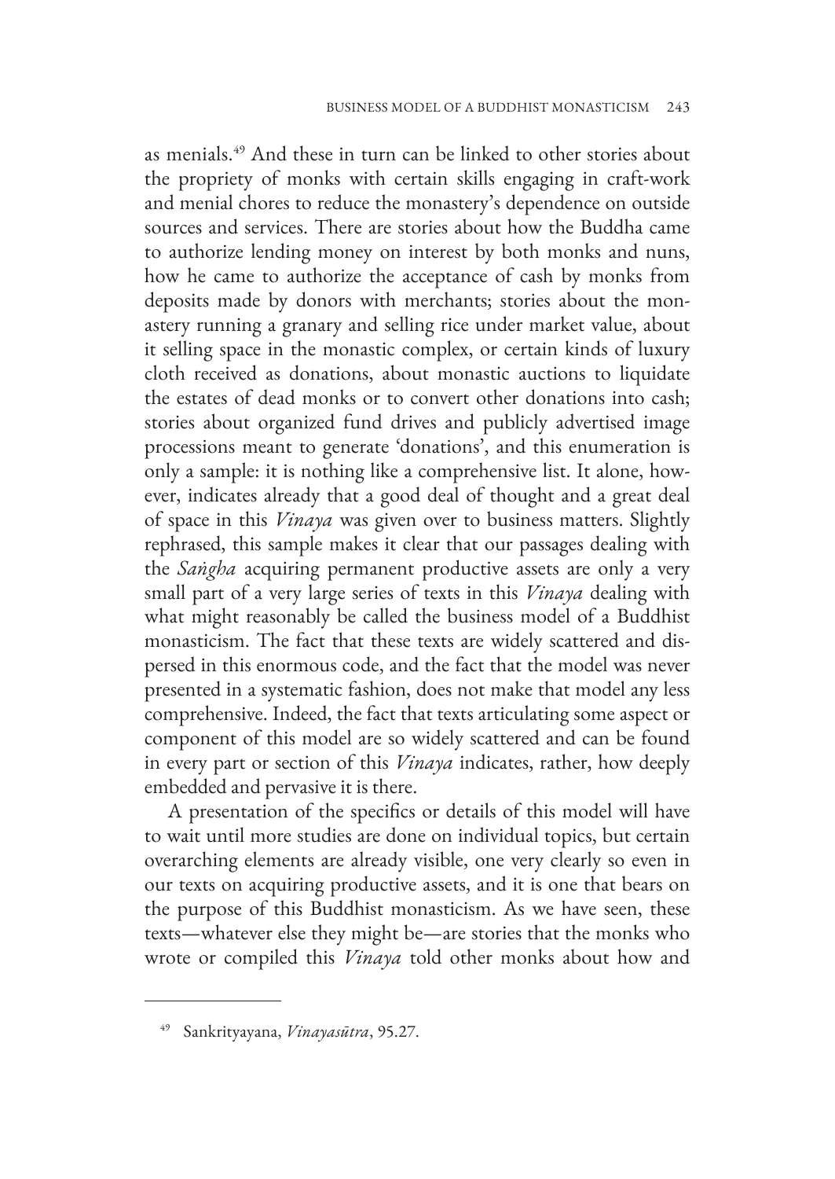as menials.[49] And these in turn can be linked to other stories about the propriety of monks with certain skills engaging in craft-work and menial chores to reduce the monastery's dependence on outside sources and services. There are stories about how the Buddha came to authorize lending money on interest by both monks and nuns, how he came to authorize the acceptance of cash by monks from deposits made by donors with merchants; stories about the monastery running a granary and selling rice under market value, about it selling space in the monastic complex, or certain kinds of luxury cloth received as donations, about monastic auctions to liquidate the estates of dead monks or to convert other donations into cash; stories about organized fund drives and publicly advertised image processions meant to generate 'donations', and this enumeration is only a sample: it is nothing like a comprehensive list. It alone, however, indicates already that a good deal of thought and a great deal of space in this *Vinaya* was given over to business matters. Slightly rephrased, this sample makes it clear that our passages dealing with the *Saṅgha* acquiring permanent productive assets are only a very small part of a very large series of texts in this *Vinaya* dealing with what might reasonably be called the business model of a Buddhist monasticism. The fact that these texts are widely scattered and dispersed in this enormous code, and the fact that the model was never presented in a systematic fashion, does not make that model any less comprehensive. Indeed, the fact that texts articulating some aspect or component of this model are so widely scattered and can be found in every part or section of this *Vinaya* indicates, rather, how deeply embedded and pervasive it is there.

A presentation of the specifics or details of this model will have to wait until more studies are done on individual topics, but certain overarching elements are already visible, one very clearly so even in our texts on acquiring productive assets, and it is one that bears on the purpose of this Buddhist monasticism. As we have seen, these texts—whatever else they might be—are stories that the monks who wrote or compiled this *Vinaya* told other monks about how and

---

[49] Sankrityayana, *Vinayasūtra*, 95.27.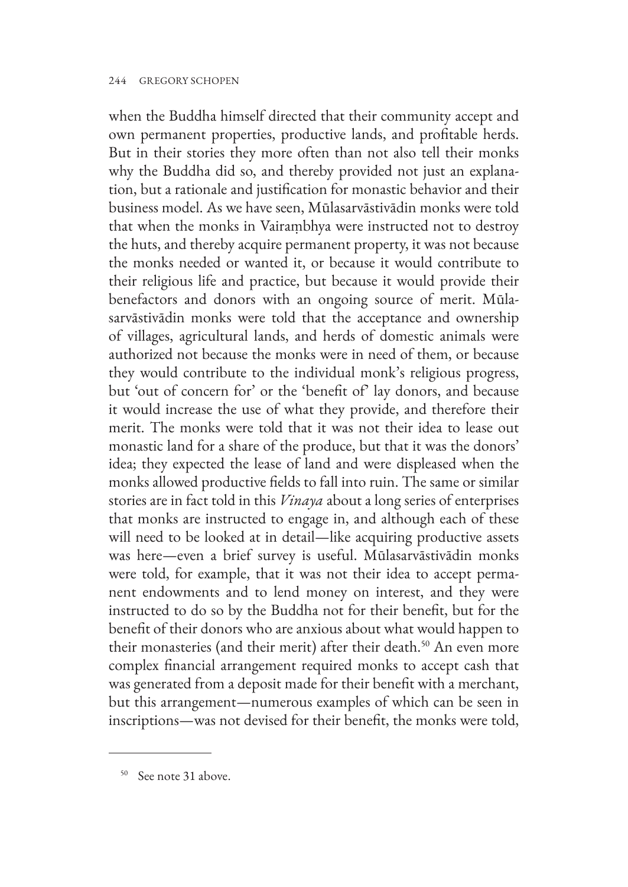when the Buddha himself directed that their community accept and own permanent properties, productive lands, and profitable herds. But in their stories they more often than not also tell their monks why the Buddha did so, and thereby provided not just an explanation, but a rationale and justification for monastic behavior and their business model. As we have seen, Mūlasarvāstivādin monks were told that when the monks in Vairaṃbhya were instructed not to destroy the huts, and thereby acquire permanent property, it was not because the monks needed or wanted it, or because it would contribute to their religious life and practice, but because it would provide their benefactors and donors with an ongoing source of merit. Mūlasarvāstivādin monks were told that the acceptance and ownership of villages, agricultural lands, and herds of domestic animals were authorized not because the monks were in need of them, or because they would contribute to the individual monk's religious progress, but 'out of concern for' or the 'benefit of' lay donors, and because it would increase the use of what they provide, and therefore their merit. The monks were told that it was not their idea to lease out monastic land for a share of the produce, but that it was the donors' idea; they expected the lease of land and were displeased when the monks allowed productive fields to fall into ruin. The same or similar stories are in fact told in this *Vinaya* about a long series of enterprises that monks are instructed to engage in, and although each of these will need to be looked at in detail—like acquiring productive assets was here—even a brief survey is useful. Mūlasarvāstivādin monks were told, for example, that it was not their idea to accept permanent endowments and to lend money on interest, and they were instructed to do so by the Buddha not for their benefit, but for the benefit of their donors who are anxious about what would happen to their monasteries (and their merit) after their death.[50] An even more complex financial arrangement required monks to accept cash that was generated from a deposit made for their benefit with a merchant, but this arrangement—numerous examples of which can be seen in inscriptions—was not devised for their benefit, the monks were told,

---

[50] See note 31 above.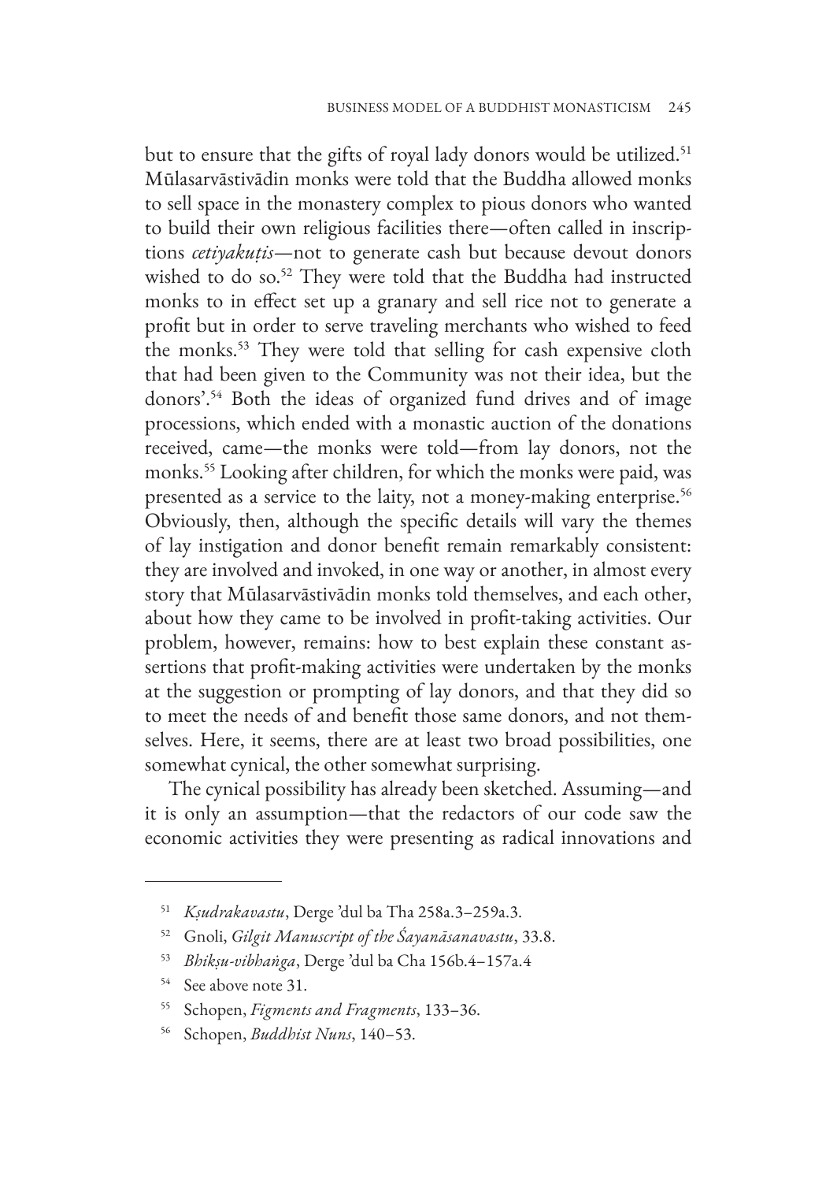but to ensure that the gifts of royal lady donors would be utilized.[51] Mūlasarvāstivādin monks were told that the Buddha allowed monks to sell space in the monastery complex to pious donors who wanted to build their own religious facilities there—often called in inscriptions *cetiyakuṭis*—not to generate cash but because devout donors wished to do so.[52] They were told that the Buddha had instructed monks to in effect set up a granary and sell rice not to generate a profit but in order to serve traveling merchants who wished to feed the monks.[53] They were told that selling for cash expensive cloth that had been given to the Community was not their idea, but the donors'.[54] Both the ideas of organized fund drives and of image processions, which ended with a monastic auction of the donations received, came—the monks were told—from lay donors, not the monks.[55] Looking after children, for which the monks were paid, was presented as a service to the laity, not a money-making enterprise.[56] Obviously, then, although the specific details will vary the themes of lay instigation and donor benefit remain remarkably consistent: they are involved and invoked, in one way or another, in almost every story that Mūlasarvāstivādin monks told themselves, and each other, about how they came to be involved in profit-taking activities. Our problem, however, remains: how to best explain these constant assertions that profit-making activities were undertaken by the monks at the suggestion or prompting of lay donors, and that they did so to meet the needs of and benefit those same donors, and not themselves. Here, it seems, there are at least two broad possibilities, one somewhat cynical, the other somewhat surprising.

The cynical possibility has already been sketched. Assuming—and it is only an assumption—that the redactors of our code saw the economic activities they were presenting as radical innovations and

---

[51] *Kṣudrakavastu*, Derge 'dul ba Tha 258a.3–259a.3.

[52] Gnoli, *Gilgit Manuscript of the Śayanāsanavastu*, 33.8.

[53] *Bhikṣu-vibhaṅga*, Derge 'dul ba Cha 156b.4–157a.4

[54] See above note 31.

[55] Schopen, *Figments and Fragments*, 133–36.

[56] Schopen, *Buddhist Nuns*, 140–53.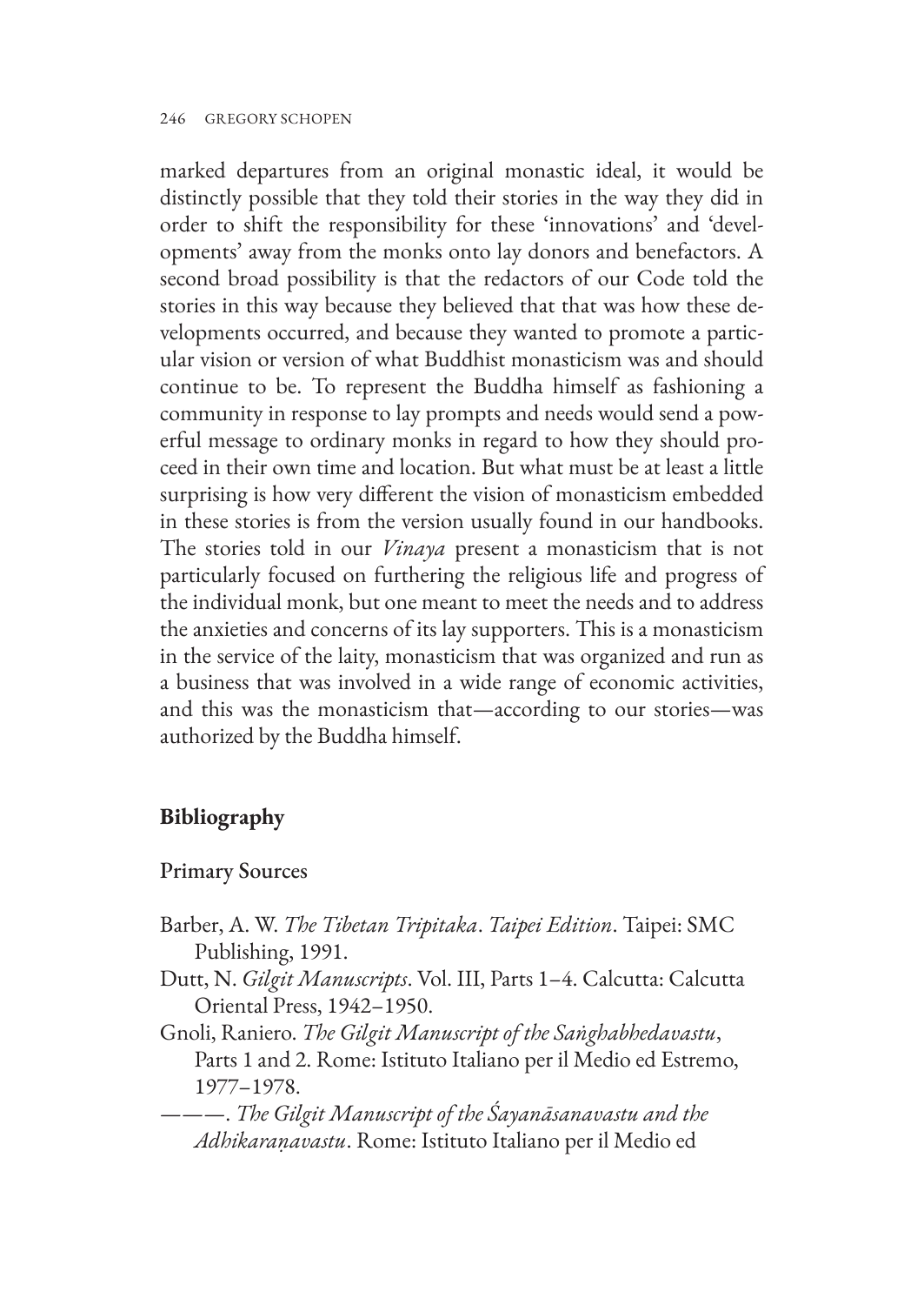marked departures from an original monastic ideal, it would be distinctly possible that they told their stories in the way they did in order to shift the responsibility for these 'innovations' and 'developments' away from the monks onto lay donors and benefactors. A second broad possibility is that the redactors of our Code told the stories in this way because they believed that that was how these developments occurred, and because they wanted to promote a particular vision or version of what Buddhist monasticism was and should continue to be. To represent the Buddha himself as fashioning a community in response to lay prompts and needs would send a powerful message to ordinary monks in regard to how they should proceed in their own time and location. But what must be at least a little surprising is how very different the vision of monasticism embedded in these stories is from the version usually found in our handbooks. The stories told in our *Vinaya* present a monasticism that is not particularly focused on furthering the religious life and progress of the individual monk, but one meant to meet the needs and to address the anxieties and concerns of its lay supporters. This is a monasticism in the service of the laity, monasticism that was organized and run as a business that was involved in a wide range of economic activities, and this was the monasticism that—according to our stories—was authorized by the Buddha himself.

## Bibliography

### Primary Sources

Barber, A. W. *The Tibetan Tripitaka. Taipei Edition*. Taipei: SMC Publishing, 1991.

Dutt, N. *Gilgit Manuscripts*. Vol. III, Parts 1–4. Calcutta: Calcutta Oriental Press, 1942–1950.

Gnoli, Raniero. *The Gilgit Manuscript of the Saṅghabhedavastu*, Parts 1 and 2. Rome: Istituto Italiano per il Medio ed Estremo, 1977–1978.

———. *The Gilgit Manuscript of the Śayanāsanavastu and the Adhikaraṇavastu*. Rome: Istituto Italiano per il Medio ed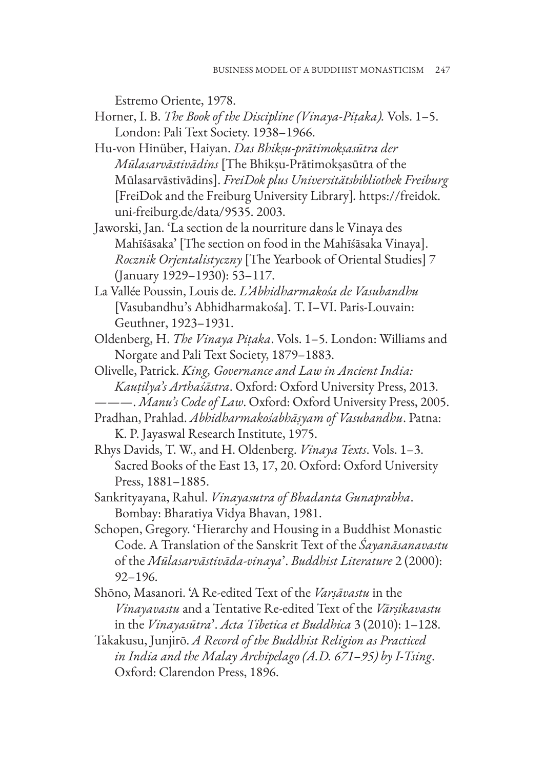Estremo Oriente, 1978.

Horner, I. B. *The Book of the Discipline (Vinaya-Piṭaka).* Vols. 1–5. London: Pali Text Society. 1938–1966.

Hu-von Hinüber, Haiyan. *Das Bhikṣu-prātimokṣasūtra der Mūlasarvāstivādins* [The Bhikṣu-Prātimokṣasūtra of the Mūlasarvāstivādins]. *FreiDok plus Universitätsbibliothek Freiburg* [FreiDok and the Freiburg University Library]. https://freidok.uni-freiburg.de/data/9535. 2003.

Jaworski, Jan. 'La section de la nourriture dans le Vinaya des Mahīśāsaka' [The section on food in the Mahīśāsaka Vinaya]. *Rocznik Orjentalistyczny* [The Yearbook of Oriental Studies] 7 (January 1929–1930): 53–117.

La Vallée Poussin, Louis de. *L'Abhidharmakośa de Vasubandhu* [Vasubandhu's Abhidharmakośa]. T. I–VI. Paris-Louvain: Geuthner, 1923–1931.

Oldenberg, H. *The Vinaya Piṭaka*. Vols. 1–5. London: Williams and Norgate and Pali Text Society, 1879–1883.

Olivelle, Patrick. *King, Governance and Law in Ancient India: Kauṭilya's Arthaśāstra*. Oxford: Oxford University Press, 2013.

———. *Manu's Code of Law*. Oxford: Oxford University Press, 2005.

Pradhan, Prahlad. *Abhidharmakośabhāṣyam of Vasubandhu*. Patna: K. P. Jayaswal Research Institute, 1975.

Rhys Davids, T. W., and H. Oldenberg. *Vinaya Texts*. Vols. 1–3. Sacred Books of the East 13, 17, 20. Oxford: Oxford University Press, 1881–1885.

Sankrityayana, Rahul. *Vinayasutra of Bhadanta Gunaprabha*. Bombay: Bharatiya Vidya Bhavan, 1981.

Schopen, Gregory. 'Hierarchy and Housing in a Buddhist Monastic Code. A Translation of the Sanskrit Text of the *Śayanāsanavastu* of the *Mūlasarvāstivāda-vinaya*'. *Buddhist Literature* 2 (2000): 92–196.

Shōno, Masanori. 'A Re-edited Text of the *Varṣāvastu* in the *Vinayavastu* and a Tentative Re-edited Text of the *Vārṣikavastu* in the *Vinayasūtra*'. *Acta Tibetica et Buddhica* 3 (2010): 1–128.

Takakusu, Junjirō. *A Record of the Buddhist Religion as Practiced in India and the Malay Archipelago (A.D. 671–95) by I-Tsing*. Oxford: Clarendon Press, 1896.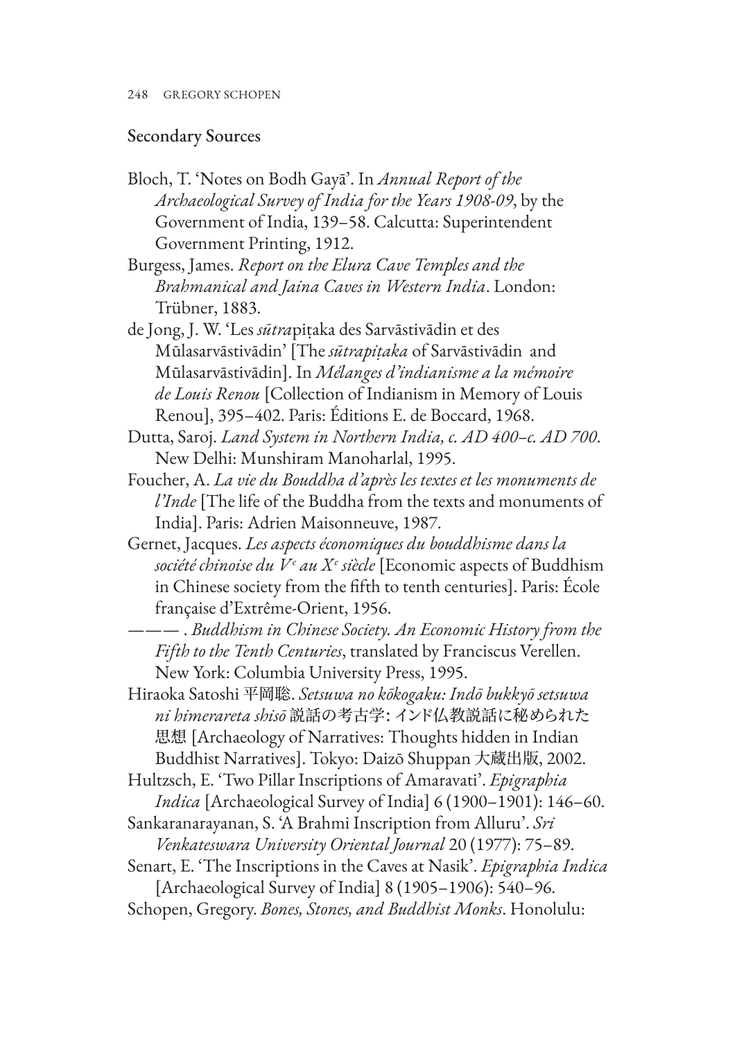## Secondary Sources

Bloch, T. 'Notes on Bodh Gayā'. In *Annual Report of the Archaeological Survey of India for the Years 1908-09*, by the Government of India, 139–58. Calcutta: Superintendent Government Printing, 1912.

Burgess, James. *Report on the Elura Cave Temples and the Brahmanical and Jaina Caves in Western India*. London: Trübner, 1883.

de Jong, J. W. 'Les *sūtra*piṭaka des Sarvāstivādin et des Mūlasarvāstivādin' [The *sūtrapiṭaka* of Sarvāstivādin and Mūlasarvāstivādin]. In *Mélanges d'indianisme a la mémoire de Louis Renou* [Collection of Indianism in Memory of Louis Renou], 395–402. Paris: Éditions E. de Boccard, 1968.

Dutta, Saroj. *Land System in Northern India, c. AD 400–c. AD 700*. New Delhi: Munshiram Manoharlal, 1995.

Foucher, A. *La vie du Bouddha d'après les textes et les monuments de l'Inde* [The life of the Buddha from the texts and monuments of India]. Paris: Adrien Maisonneuve, 1987.

Gernet, Jacques. *Les aspects économiques du bouddhisme dans la société chinoise du Vᵉ au Xᵉ siècle* [Economic aspects of Buddhism in Chinese society from the fifth to tenth centuries]. Paris: École française d'Extrême-Orient, 1956.

———. *Buddhism in Chinese Society. An Economic History from the Fifth to the Tenth Centuries*, translated by Franciscus Verellen. New York: Columbia University Press, 1995.

Hiraoka Satoshi 平岡聡. *Setsuwa no kōkogaku: Indō bukkyō setsuwa ni himerareta shisō* 説話の考古学: インド仏教説話に秘められた思想 [Archaeology of Narratives: Thoughts hidden in Indian Buddhist Narratives]. Tokyo: Daizō Shuppan 大蔵出版, 2002.

Hultzsch, E. 'Two Pillar Inscriptions of Amaravati'. *Epigraphia Indica* [Archaeological Survey of India] 6 (1900–1901): 146–60.

Sankaranarayanan, S. 'A Brahmi Inscription from Alluru'. *Sri Venkateswara University Oriental Journal* 20 (1977): 75–89.

Senart, E. 'The Inscriptions in the Caves at Nasik'. *Epigraphia Indica* [Archaeological Survey of India] 8 (1905–1906): 540–96.

Schopen, Gregory. *Bones, Stones, and Buddhist Monks*. Honolulu: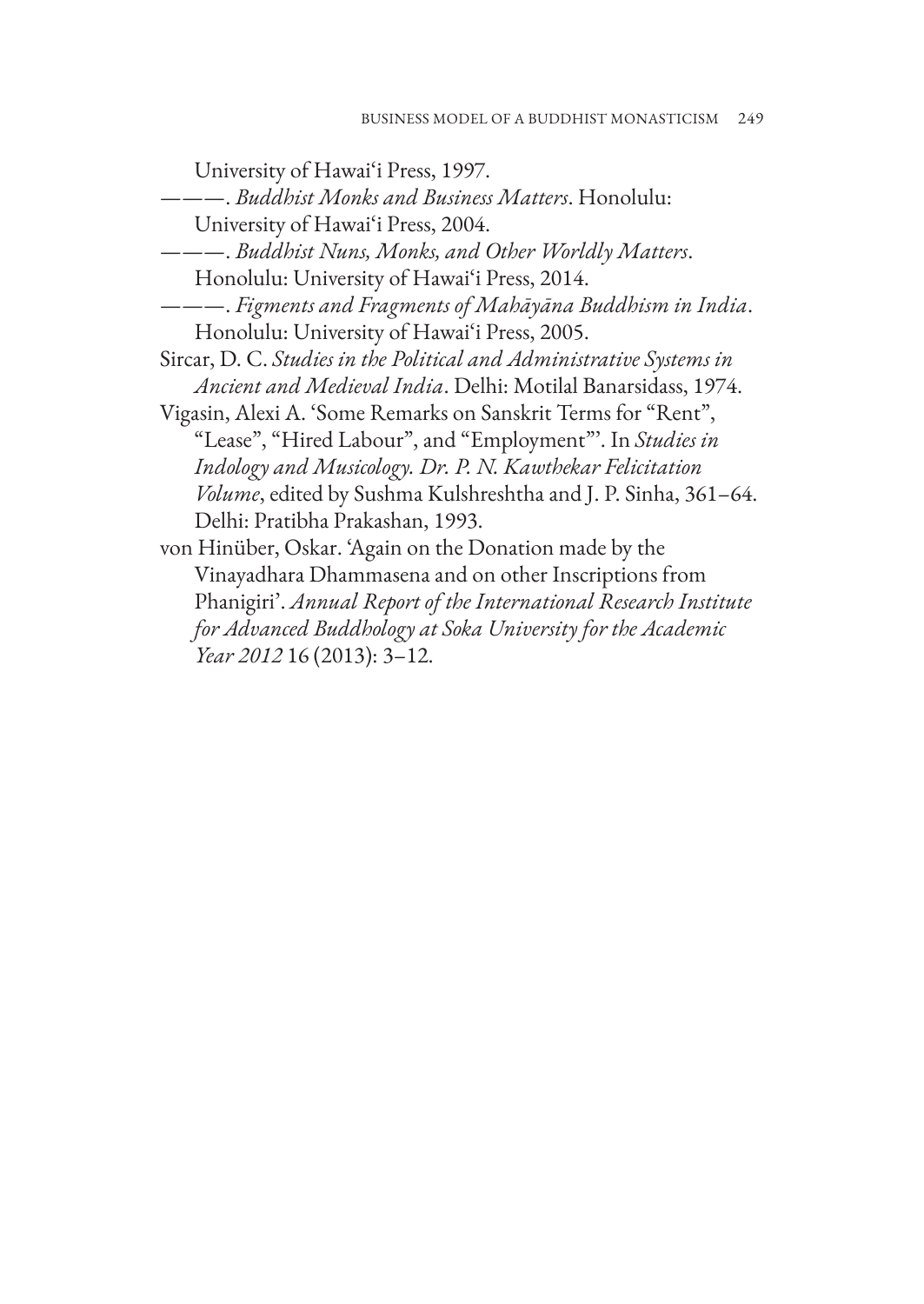University of Hawai'i Press, 1997.

———. *Buddhist Monks and Business Matters*. Honolulu: University of Hawai'i Press, 2004.

———. *Buddhist Nuns, Monks, and Other Worldly Matters*. Honolulu: University of Hawai'i Press, 2014.

———. *Figments and Fragments of Mahāyāna Buddhism in India*. Honolulu: University of Hawai'i Press, 2005.

Sircar, D. C. *Studies in the Political and Administrative Systems in Ancient and Medieval India*. Delhi: Motilal Banarsidass, 1974.

Vigasin, Alexi A. 'Some Remarks on Sanskrit Terms for "Rent", "Lease", "Hired Labour", and "Employment"'. In *Studies in Indology and Musicology. Dr. P. N. Kawthekar Felicitation Volume*, edited by Sushma Kulshreshtha and J. P. Sinha, 361–64. Delhi: Pratibha Prakashan, 1993.

von Hinüber, Oskar. 'Again on the Donation made by the Vinayadhara Dhammasena and on other Inscriptions from Phanigiri'. *Annual Report of the International Research Institute for Advanced Buddhology at Soka University for the Academic Year 2012* 16 (2013): 3–12.